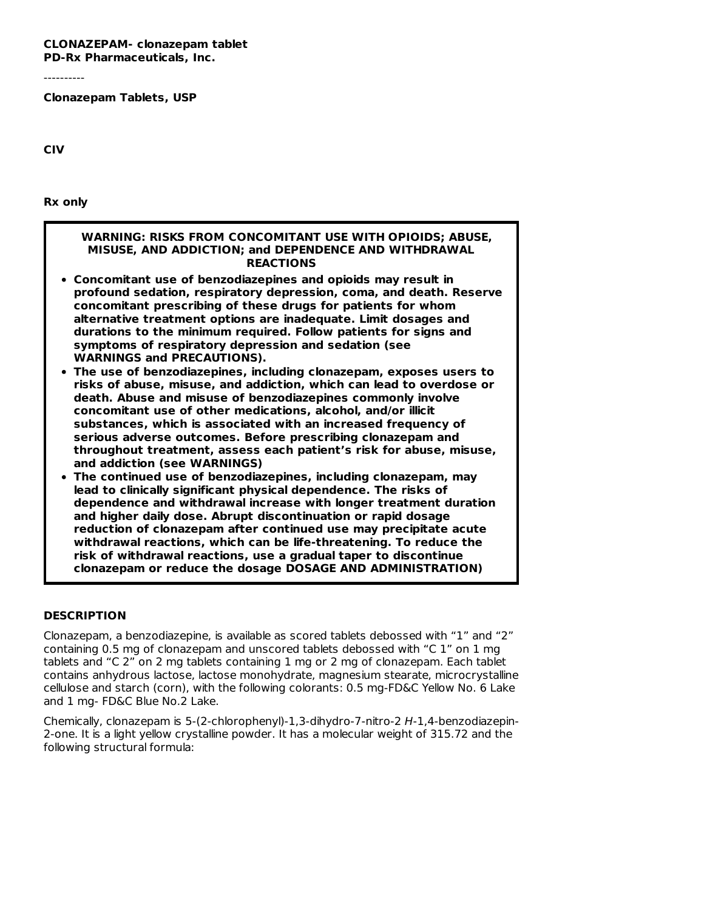**CLONAZEPAM- clonazepam tablet**
**PD-Rx Pharmaceuticals, Inc.**

----------

**Clonazepam Tablets, USP**

**CIV**

**Rx only**

**WARNING: RISKS FROM CONCOMITANT USE WITH OPIOIDS; ABUSE, MISUSE, AND ADDICTION; and DEPENDENCE AND WITHDRAWAL REACTIONS**

- **Concomitant use of benzodiazepines and opioids may result in profound sedation, respiratory depression, coma, and death. Reserve concomitant prescribing of these drugs for patients for whom alternative treatment options are inadequate. Limit dosages and durations to the minimum required. Follow patients for signs and symptoms of respiratory depression and sedation (see WARNINGS and PRECAUTIONS).**
- **The use of benzodiazepines, including clonazepam, exposes users to risks of abuse, misuse, and addiction, which can lead to overdose or death. Abuse and misuse of benzodiazepines commonly involve concomitant use of other medications, alcohol, and/or illicit substances, which is associated with an increased frequency of serious adverse outcomes. Before prescribing clonazepam and throughout treatment, assess each patient's risk for abuse, misuse, and addiction (see WARNINGS)**
- **The continued use of benzodiazepines, including clonazepam, may lead to clinically significant physical dependence. The risks of dependence and withdrawal increase with longer treatment duration and higher daily dose. Abrupt discontinuation or rapid dosage reduction of clonazepam after continued use may precipitate acute withdrawal reactions, which can be life-threatening. To reduce the risk of withdrawal reactions, use a gradual taper to discontinue clonazepam or reduce the dosage DOSAGE AND ADMINISTRATION)**

## DESCRIPTION

Clonazepam, a benzodiazepine, is available as scored tablets debossed with "1" and "2" containing 0.5 mg of clonazepam and unscored tablets debossed with "C 1" on 1 mg tablets and "C 2" on 2 mg tablets containing 1 mg or 2 mg of clonazepam. Each tablet contains anhydrous lactose, lactose monohydrate, magnesium stearate, microcrystalline cellulose and starch (corn), with the following colorants: 0.5 mg-FD&C Yellow No. 6 Lake and 1 mg- FD&C Blue No.2 Lake.

Chemically, clonazepam is 5-(2-chlorophenyl)-1,3-dihydro-7-nitro-2 *H*-1,4-benzodiazepin-2-one. It is a light yellow crystalline powder. It has a molecular weight of 315.72 and the following structural formula: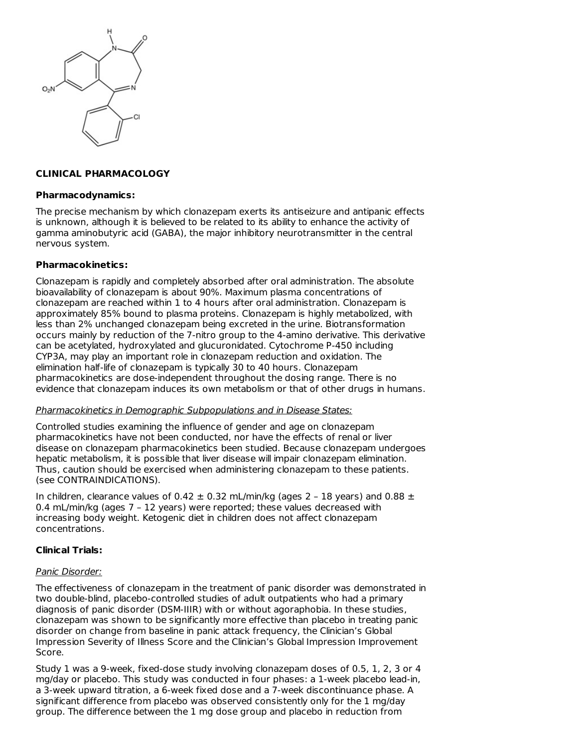## CLINICAL PHARMACOLOGY

### Pharmacodynamics:

The precise mechanism by which clonazepam exerts its antiseizure and antipanic effects is unknown, although it is believed to be related to its ability to enhance the activity of gamma aminobutyric acid (GABA), the major inhibitory neurotransmitter in the central nervous system.

### Pharmacokinetics:

Clonazepam is rapidly and completely absorbed after oral administration. The absolute bioavailability of clonazepam is about 90%. Maximum plasma concentrations of clonazepam are reached within 1 to 4 hours after oral administration. Clonazepam is approximately 85% bound to plasma proteins. Clonazepam is highly metabolized, with less than 2% unchanged clonazepam being excreted in the urine. Biotransformation occurs mainly by reduction of the 7-nitro group to the 4-amino derivative. This derivative can be acetylated, hydroxylated and glucuronidated. Cytochrome P-450 including CYP3A, may play an important role in clonazepam reduction and oxidation. The elimination half-life of clonazepam is typically 30 to 40 hours. Clonazepam pharmacokinetics are dose-independent throughout the dosing range. There is no evidence that clonazepam induces its own metabolism or that of other drugs in humans.

_Pharmacokinetics in Demographic Subpopulations and in Disease States:_

Controlled studies examining the influence of gender and age on clonazepam pharmacokinetics have not been conducted, nor have the effects of renal or liver disease on clonazepam pharmacokinetics been studied. Because clonazepam undergoes hepatic metabolism, it is possible that liver disease will impair clonazepam elimination. Thus, caution should be exercised when administering clonazepam to these patients. (see CONTRAINDICATIONS).

In children, clearance values of 0.42 ± 0.32 mL/min/kg (ages 2 – 18 years) and 0.88 ± 0.4 mL/min/kg (ages 7 – 12 years) were reported; these values decreased with increasing body weight. Ketogenic diet in children does not affect clonazepam concentrations.

### Clinical Trials:

_Panic Disorder:_

The effectiveness of clonazepam in the treatment of panic disorder was demonstrated in two double-blind, placebo-controlled studies of adult outpatients who had a primary diagnosis of panic disorder (DSM-IIIR) with or without agoraphobia. In these studies, clonazepam was shown to be significantly more effective than placebo in treating panic disorder on change from baseline in panic attack frequency, the Clinician's Global Impression Severity of Illness Score and the Clinician's Global Impression Improvement Score.

Study 1 was a 9-week, fixed-dose study involving clonazepam doses of 0.5, 1, 2, 3 or 4 mg/day or placebo. This study was conducted in four phases: a 1-week placebo lead-in, a 3-week upward titration, a 6-week fixed dose and a 7-week discontinuance phase. A significant difference from placebo was observed consistently only for the 1 mg/day group. The difference between the 1 mg dose group and placebo in reduction from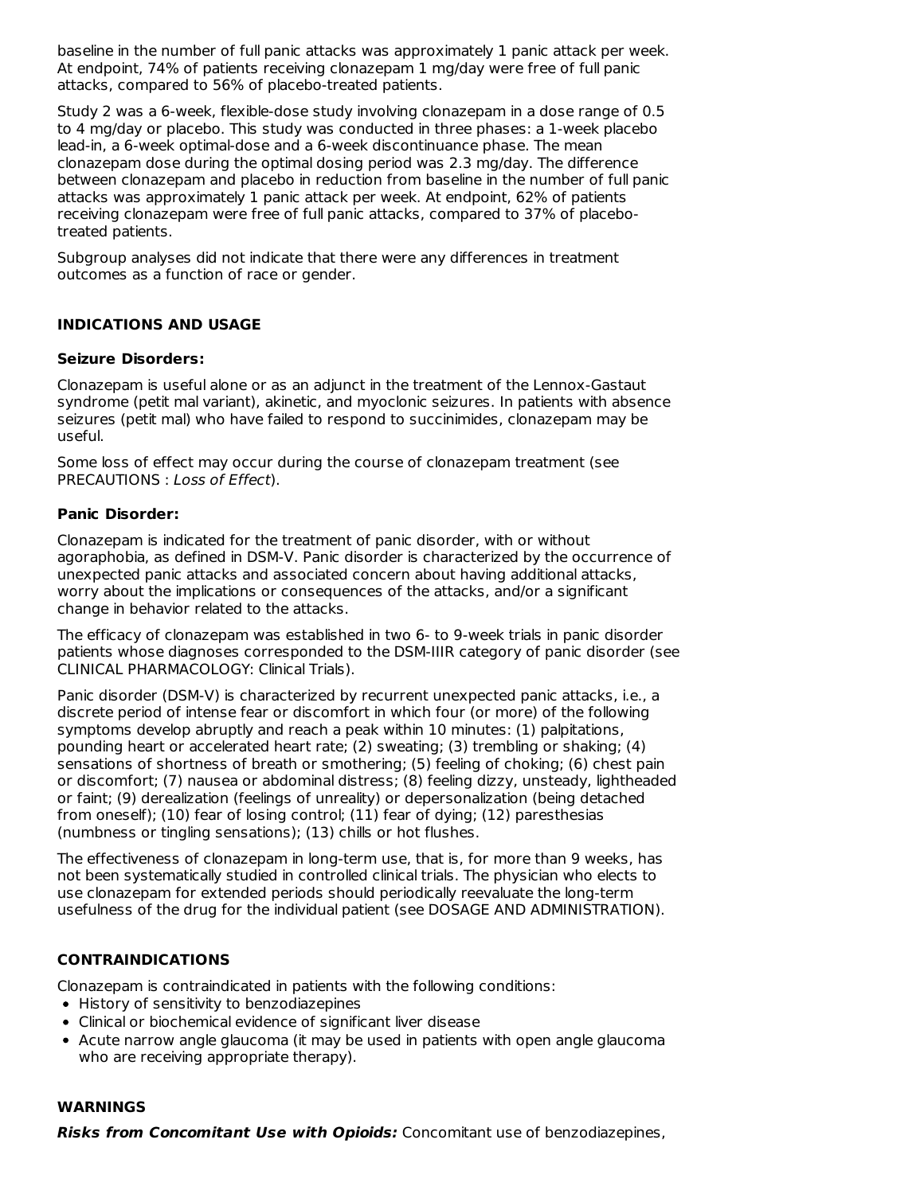baseline in the number of full panic attacks was approximately 1 panic attack per week. At endpoint, 74% of patients receiving clonazepam 1 mg/day were free of full panic attacks, compared to 56% of placebo-treated patients.

Study 2 was a 6-week, flexible-dose study involving clonazepam in a dose range of 0.5 to 4 mg/day or placebo. This study was conducted in three phases: a 1-week placebo lead-in, a 6-week optimal-dose and a 6-week discontinuance phase. The mean clonazepam dose during the optimal dosing period was 2.3 mg/day. The difference between clonazepam and placebo in reduction from baseline in the number of full panic attacks was approximately 1 panic attack per week. At endpoint, 62% of patients receiving clonazepam were free of full panic attacks, compared to 37% of placebo-treated patients.

Subgroup analyses did not indicate that there were any differences in treatment outcomes as a function of race or gender.

## INDICATIONS AND USAGE

### Seizure Disorders:

Clonazepam is useful alone or as an adjunct in the treatment of the Lennox-Gastaut syndrome (petit mal variant), akinetic, and myoclonic seizures. In patients with absence seizures (petit mal) who have failed to respond to succinimides, clonazepam may be useful.

Some loss of effect may occur during the course of clonazepam treatment (see PRECAUTIONS : *Loss of Effect*).

### Panic Disorder:

Clonazepam is indicated for the treatment of panic disorder, with or without agoraphobia, as defined in DSM-V. Panic disorder is characterized by the occurrence of unexpected panic attacks and associated concern about having additional attacks, worry about the implications or consequences of the attacks, and/or a significant change in behavior related to the attacks.

The efficacy of clonazepam was established in two 6- to 9-week trials in panic disorder patients whose diagnoses corresponded to the DSM-IIIR category of panic disorder (see CLINICAL PHARMACOLOGY: Clinical Trials).

Panic disorder (DSM-V) is characterized by recurrent unexpected panic attacks, i.e., a discrete period of intense fear or discomfort in which four (or more) of the following symptoms develop abruptly and reach a peak within 10 minutes: (1) palpitations, pounding heart or accelerated heart rate; (2) sweating; (3) trembling or shaking; (4) sensations of shortness of breath or smothering; (5) feeling of choking; (6) chest pain or discomfort; (7) nausea or abdominal distress; (8) feeling dizzy, unsteady, lightheaded or faint; (9) derealization (feelings of unreality) or depersonalization (being detached from oneself); (10) fear of losing control; (11) fear of dying; (12) paresthesias (numbness or tingling sensations); (13) chills or hot flushes.

The effectiveness of clonazepam in long-term use, that is, for more than 9 weeks, has not been systematically studied in controlled clinical trials. The physician who elects to use clonazepam for extended periods should periodically reevaluate the long-term usefulness of the drug for the individual patient (see DOSAGE AND ADMINISTRATION).

## CONTRAINDICATIONS

Clonazepam is contraindicated in patients with the following conditions:

- History of sensitivity to benzodiazepines
- Clinical or biochemical evidence of significant liver disease
- Acute narrow angle glaucoma (it may be used in patients with open angle glaucoma who are receiving appropriate therapy).

## WARNINGS

***Risks from Concomitant Use with Opioids:*** Concomitant use of benzodiazepines,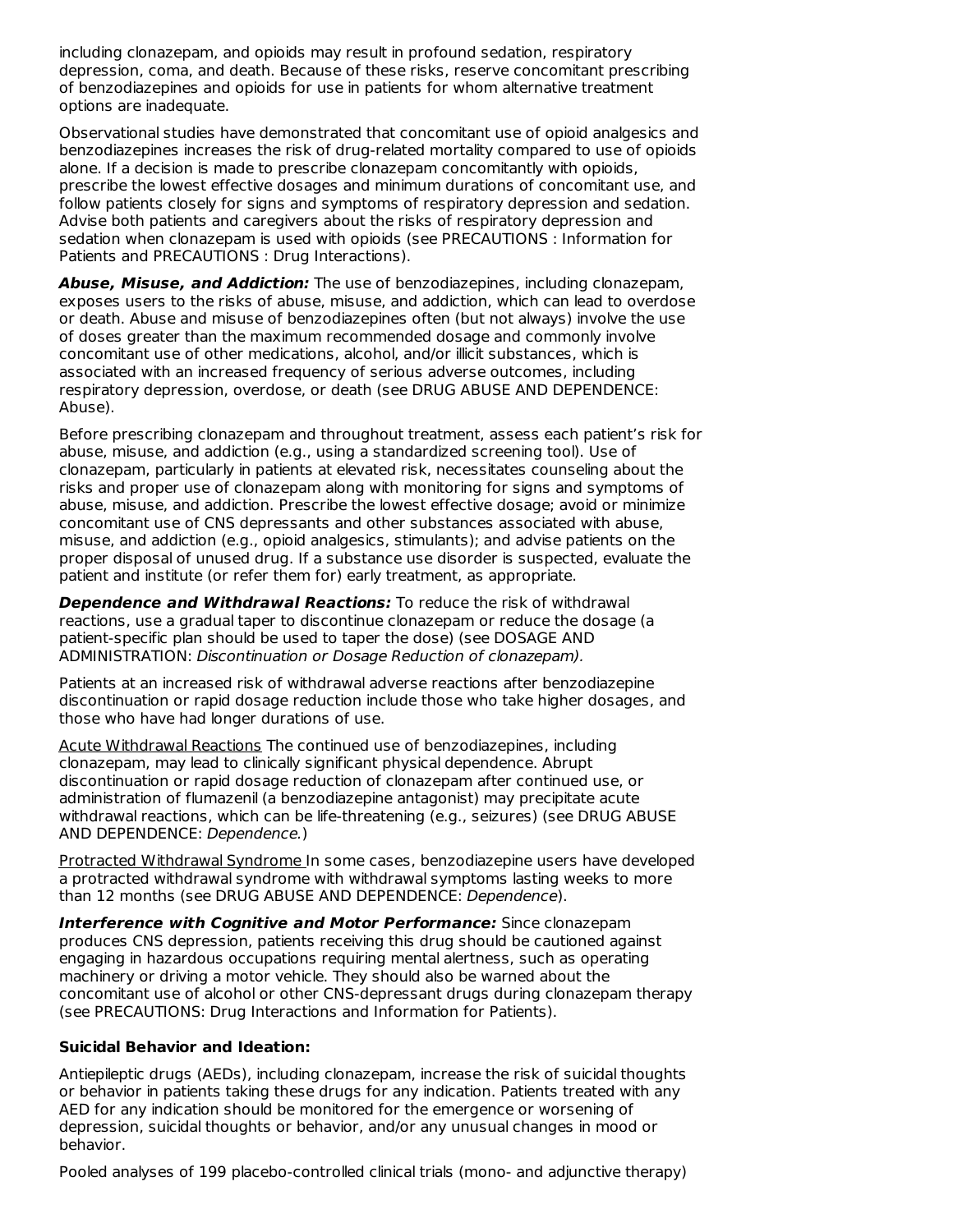including clonazepam, and opioids may result in profound sedation, respiratory depression, coma, and death. Because of these risks, reserve concomitant prescribing of benzodiazepines and opioids for use in patients for whom alternative treatment options are inadequate.

Observational studies have demonstrated that concomitant use of opioid analgesics and benzodiazepines increases the risk of drug-related mortality compared to use of opioids alone. If a decision is made to prescribe clonazepam concomitantly with opioids, prescribe the lowest effective dosages and minimum durations of concomitant use, and follow patients closely for signs and symptoms of respiratory depression and sedation. Advise both patients and caregivers about the risks of respiratory depression and sedation when clonazepam is used with opioids (see PRECAUTIONS : Information for Patients and PRECAUTIONS : Drug Interactions).

***Abuse, Misuse, and Addiction:*** The use of benzodiazepines, including clonazepam, exposes users to the risks of abuse, misuse, and addiction, which can lead to overdose or death. Abuse and misuse of benzodiazepines often (but not always) involve the use of doses greater than the maximum recommended dosage and commonly involve concomitant use of other medications, alcohol, and/or illicit substances, which is associated with an increased frequency of serious adverse outcomes, including respiratory depression, overdose, or death (see DRUG ABUSE AND DEPENDENCE: Abuse).

Before prescribing clonazepam and throughout treatment, assess each patient's risk for abuse, misuse, and addiction (e.g., using a standardized screening tool). Use of clonazepam, particularly in patients at elevated risk, necessitates counseling about the risks and proper use of clonazepam along with monitoring for signs and symptoms of abuse, misuse, and addiction. Prescribe the lowest effective dosage; avoid or minimize concomitant use of CNS depressants and other substances associated with abuse, misuse, and addiction (e.g., opioid analgesics, stimulants); and advise patients on the proper disposal of unused drug. If a substance use disorder is suspected, evaluate the patient and institute (or refer them for) early treatment, as appropriate.

***Dependence and Withdrawal Reactions:*** To reduce the risk of withdrawal reactions, use a gradual taper to discontinue clonazepam or reduce the dosage (a patient-specific plan should be used to taper the dose) (see DOSAGE AND ADMINISTRATION: *Discontinuation or Dosage Reduction of clonazepam).*

Patients at an increased risk of withdrawal adverse reactions after benzodiazepine discontinuation or rapid dosage reduction include those who take higher dosages, and those who have had longer durations of use.

<u>Acute Withdrawal Reactions</u> The continued use of benzodiazepines, including clonazepam, may lead to clinically significant physical dependence. Abrupt discontinuation or rapid dosage reduction of clonazepam after continued use, or administration of flumazenil (a benzodiazepine antagonist) may precipitate acute withdrawal reactions, which can be life-threatening (e.g., seizures) (see DRUG ABUSE AND DEPENDENCE: *Dependence.*)

<u>Protracted Withdrawal Syndrome</u> In some cases, benzodiazepine users have developed a protracted withdrawal syndrome with withdrawal symptoms lasting weeks to more than 12 months (see DRUG ABUSE AND DEPENDENCE: *Dependence*).

***Interference with Cognitive and Motor Performance:*** Since clonazepam produces CNS depression, patients receiving this drug should be cautioned against engaging in hazardous occupations requiring mental alertness, such as operating machinery or driving a motor vehicle. They should also be warned about the concomitant use of alcohol or other CNS-depressant drugs during clonazepam therapy (see PRECAUTIONS: Drug Interactions and Information for Patients).

**Suicidal Behavior and Ideation:**

Antiepileptic drugs (AEDs), including clonazepam, increase the risk of suicidal thoughts or behavior in patients taking these drugs for any indication. Patients treated with any AED for any indication should be monitored for the emergence or worsening of depression, suicidal thoughts or behavior, and/or any unusual changes in mood or behavior.

Pooled analyses of 199 placebo-controlled clinical trials (mono- and adjunctive therapy)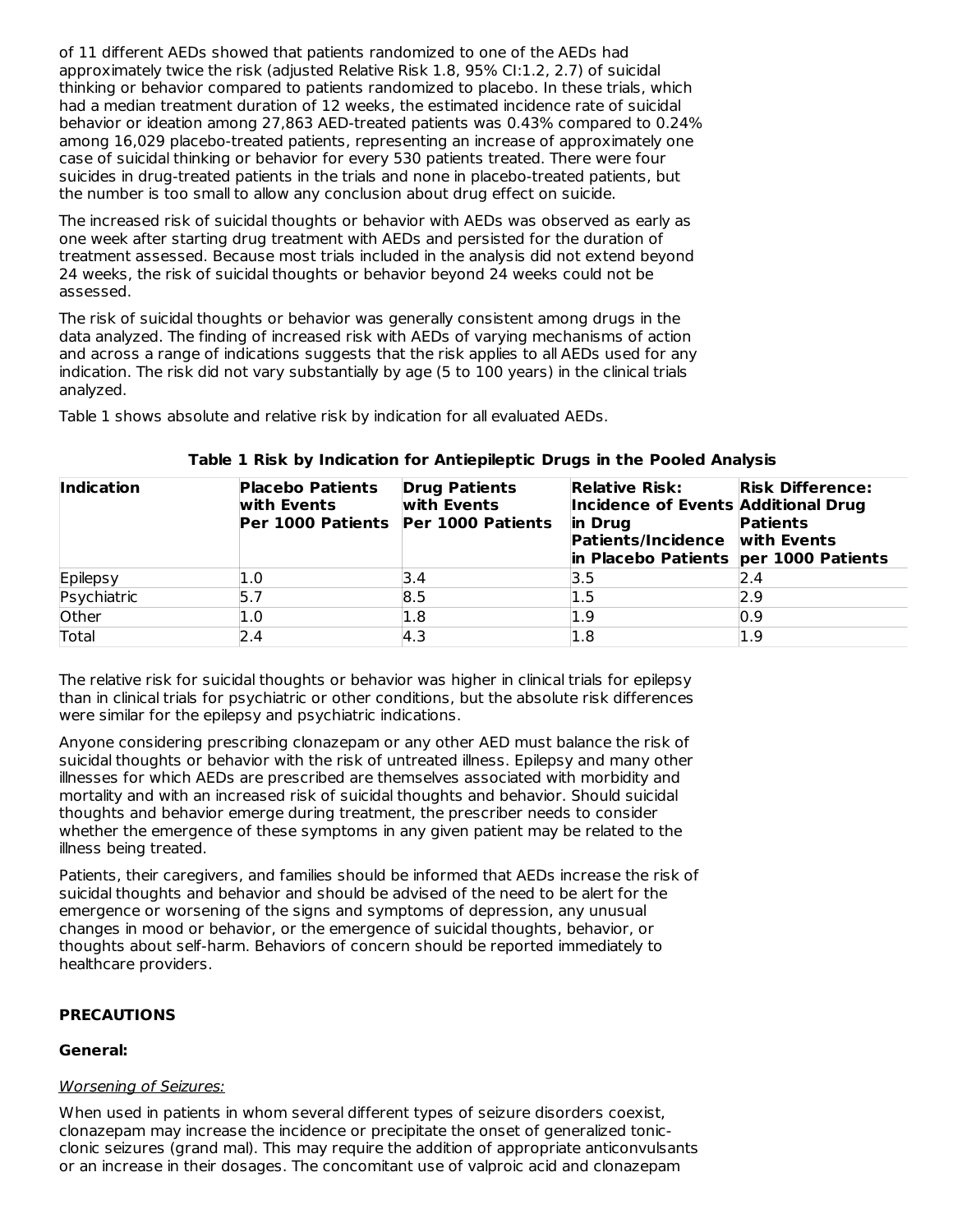of 11 different AEDs showed that patients randomized to one of the AEDs had approximately twice the risk (adjusted Relative Risk 1.8, 95% CI:1.2, 2.7) of suicidal thinking or behavior compared to patients randomized to placebo. In these trials, which had a median treatment duration of 12 weeks, the estimated incidence rate of suicidal behavior or ideation among 27,863 AED-treated patients was 0.43% compared to 0.24% among 16,029 placebo-treated patients, representing an increase of approximately one case of suicidal thinking or behavior for every 530 patients treated. There were four suicides in drug-treated patients in the trials and none in placebo-treated patients, but the number is too small to allow any conclusion about drug effect on suicide.

The increased risk of suicidal thoughts or behavior with AEDs was observed as early as one week after starting drug treatment with AEDs and persisted for the duration of treatment assessed. Because most trials included in the analysis did not extend beyond 24 weeks, the risk of suicidal thoughts or behavior beyond 24 weeks could not be assessed.

The risk of suicidal thoughts or behavior was generally consistent among drugs in the data analyzed. The finding of increased risk with AEDs of varying mechanisms of action and across a range of indications suggests that the risk applies to all AEDs used for any indication. The risk did not vary substantially by age (5 to 100 years) in the clinical trials analyzed.

Table 1 shows absolute and relative risk by indication for all evaluated AEDs.

**Table 1 Risk by Indication for Antiepileptic Drugs in the Pooled Analysis**

| Indication | Placebo Patients with Events Per 1000 Patients | Drug Patients with Events Per 1000 Patients | Relative Risk: Incidence of Events in Drug Patients/Incidence in Placebo Patients | Risk Difference: Additional Drug Patients with Events per 1000 Patients |
|---|---|---|---|---|
| Epilepsy | 1.0 | 3.4 | 3.5 | 2.4 |
| Psychiatric | 5.7 | 8.5 | 1.5 | 2.9 |
| Other | 1.0 | 1.8 | 1.9 | 0.9 |
| Total | 2.4 | 4.3 | 1.8 | 1.9 |

The relative risk for suicidal thoughts or behavior was higher in clinical trials for epilepsy than in clinical trials for psychiatric or other conditions, but the absolute risk differences were similar for the epilepsy and psychiatric indications.

Anyone considering prescribing clonazepam or any other AED must balance the risk of suicidal thoughts or behavior with the risk of untreated illness. Epilepsy and many other illnesses for which AEDs are prescribed are themselves associated with morbidity and mortality and with an increased risk of suicidal thoughts and behavior. Should suicidal thoughts and behavior emerge during treatment, the prescriber needs to consider whether the emergence of these symptoms in any given patient may be related to the illness being treated.

Patients, their caregivers, and families should be informed that AEDs increase the risk of suicidal thoughts and behavior and should be advised of the need to be alert for the emergence or worsening of the signs and symptoms of depression, any unusual changes in mood or behavior, or the emergence of suicidal thoughts, behavior, or thoughts about self-harm. Behaviors of concern should be reported immediately to healthcare providers.

## PRECAUTIONS

### General:

_Worsening of Seizures:_

When used in patients in whom several different types of seizure disorders coexist, clonazepam may increase the incidence or precipitate the onset of generalized tonic-clonic seizures (grand mal). This may require the addition of appropriate anticonvulsants or an increase in their dosages. The concomitant use of valproic acid and clonazepam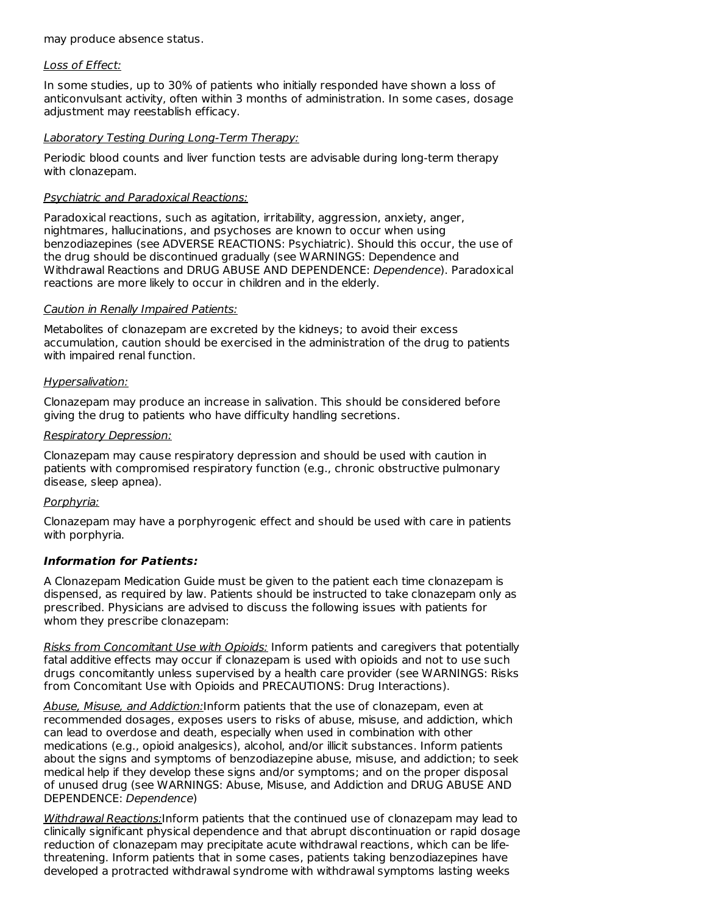may produce absence status.

*Loss of Effect:*

In some studies, up to 30% of patients who initially responded have shown a loss of anticonvulsant activity, often within 3 months of administration. In some cases, dosage adjustment may reestablish efficacy.

*Laboratory Testing During Long-Term Therapy:*

Periodic blood counts and liver function tests are advisable during long-term therapy with clonazepam.

*Psychiatric and Paradoxical Reactions:*

Paradoxical reactions, such as agitation, irritability, aggression, anxiety, anger, nightmares, hallucinations, and psychoses are known to occur when using benzodiazepines (see ADVERSE REACTIONS: Psychiatric). Should this occur, the use of the drug should be discontinued gradually (see WARNINGS: Dependence and Withdrawal Reactions and DRUG ABUSE AND DEPENDENCE: *Dependence*). Paradoxical reactions are more likely to occur in children and in the elderly.

*Caution in Renally Impaired Patients:*

Metabolites of clonazepam are excreted by the kidneys; to avoid their excess accumulation, caution should be exercised in the administration of the drug to patients with impaired renal function.

*Hypersalivation:*

Clonazepam may produce an increase in salivation. This should be considered before giving the drug to patients who have difficulty handling secretions.

*Respiratory Depression:*

Clonazepam may cause respiratory depression and should be used with caution in patients with compromised respiratory function (e.g., chronic obstructive pulmonary disease, sleep apnea).

*Porphyria:*

Clonazepam may have a porphyrogenic effect and should be used with care in patients with porphyria.

**Information for Patients:**

A Clonazepam Medication Guide must be given to the patient each time clonazepam is dispensed, as required by law. Patients should be instructed to take clonazepam only as prescribed. Physicians are advised to discuss the following issues with patients for whom they prescribe clonazepam:

*Risks from Concomitant Use with Opioids:* Inform patients and caregivers that potentially fatal additive effects may occur if clonazepam is used with opioids and not to use such drugs concomitantly unless supervised by a health care provider (see WARNINGS: Risks from Concomitant Use with Opioids and PRECAUTIONS: Drug Interactions).

*Abuse, Misuse, and Addiction:*Inform patients that the use of clonazepam, even at recommended dosages, exposes users to risks of abuse, misuse, and addiction, which can lead to overdose and death, especially when used in combination with other medications (e.g., opioid analgesics), alcohol, and/or illicit substances. Inform patients about the signs and symptoms of benzodiazepine abuse, misuse, and addiction; to seek medical help if they develop these signs and/or symptoms; and on the proper disposal of unused drug (see WARNINGS: Abuse, Misuse, and Addiction and DRUG ABUSE AND DEPENDENCE: *Dependence*)

*Withdrawal Reactions:*Inform patients that the continued use of clonazepam may lead to clinically significant physical dependence and that abrupt discontinuation or rapid dosage reduction of clonazepam may precipitate acute withdrawal reactions, which can be life-threatening. Inform patients that in some cases, patients taking benzodiazepines have developed a protracted withdrawal syndrome with withdrawal symptoms lasting weeks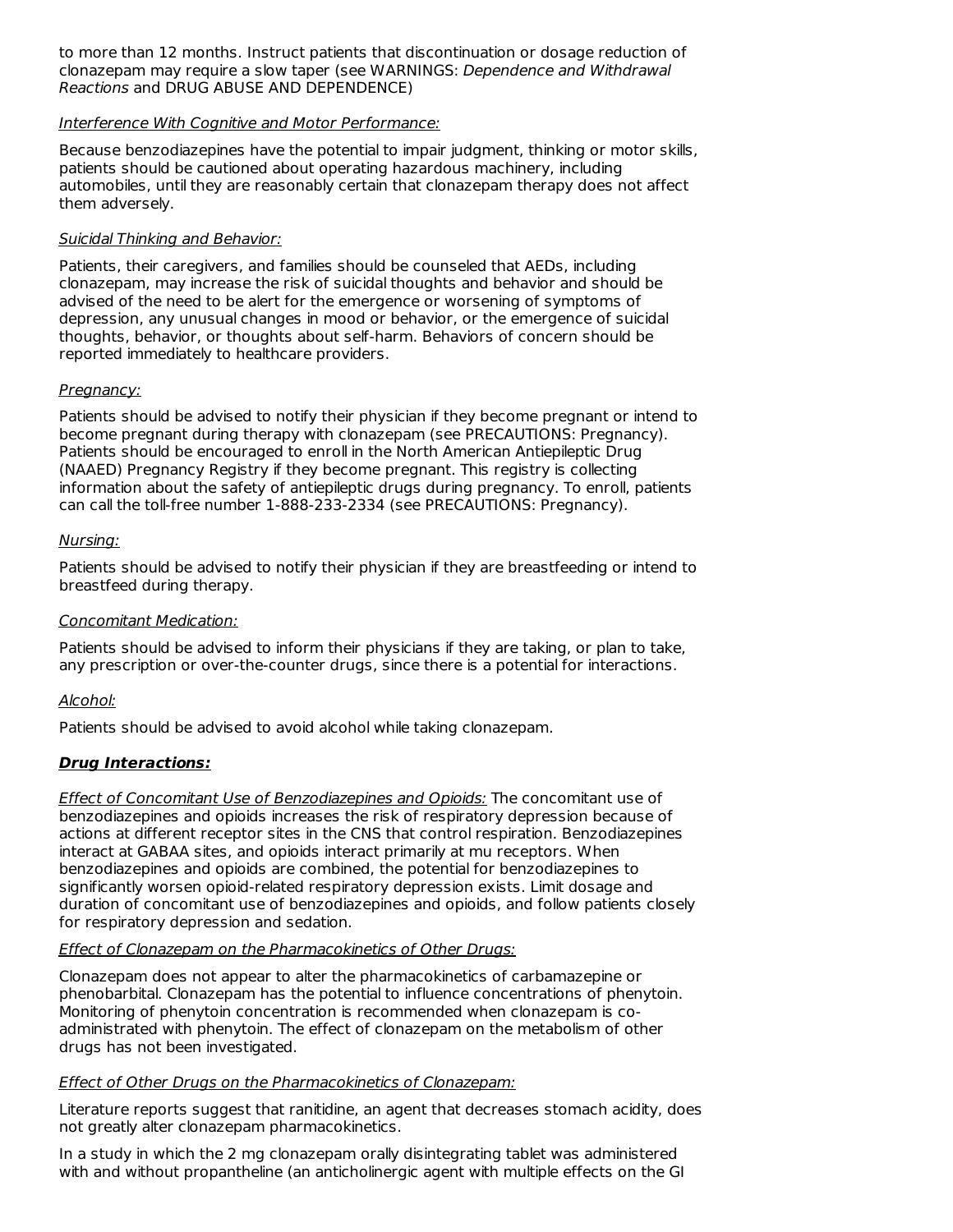to more than 12 months. Instruct patients that discontinuation or dosage reduction of clonazepam may require a slow taper (see WARNINGS: *Dependence and Withdrawal Reactions* and DRUG ABUSE AND DEPENDENCE)

*Interference With Cognitive and Motor Performance:*

Because benzodiazepines have the potential to impair judgment, thinking or motor skills, patients should be cautioned about operating hazardous machinery, including automobiles, until they are reasonably certain that clonazepam therapy does not affect them adversely.

*Suicidal Thinking and Behavior:*

Patients, their caregivers, and families should be counseled that AEDs, including clonazepam, may increase the risk of suicidal thoughts and behavior and should be advised of the need to be alert for the emergence or worsening of symptoms of depression, any unusual changes in mood or behavior, or the emergence of suicidal thoughts, behavior, or thoughts about self-harm. Behaviors of concern should be reported immediately to healthcare providers.

*Pregnancy:*

Patients should be advised to notify their physician if they become pregnant or intend to become pregnant during therapy with clonazepam (see PRECAUTIONS: Pregnancy). Patients should be encouraged to enroll in the North American Antiepileptic Drug (NAAED) Pregnancy Registry if they become pregnant. This registry is collecting information about the safety of antiepileptic drugs during pregnancy. To enroll, patients can call the toll-free number 1-888-233-2334 (see PRECAUTIONS: Pregnancy).

*Nursing:*

Patients should be advised to notify their physician if they are breastfeeding or intend to breastfeed during therapy.

*Concomitant Medication:*

Patients should be advised to inform their physicians if they are taking, or plan to take, any prescription or over-the-counter drugs, since there is a potential for interactions.

*Alcohol:*

Patients should be advised to avoid alcohol while taking clonazepam.

### Drug Interactions:

*Effect of Concomitant Use of Benzodiazepines and Opioids:* The concomitant use of benzodiazepines and opioids increases the risk of respiratory depression because of actions at different receptor sites in the CNS that control respiration. Benzodiazepines interact at GABAA sites, and opioids interact primarily at mu receptors. When benzodiazepines and opioids are combined, the potential for benzodiazepines to significantly worsen opioid-related respiratory depression exists. Limit dosage and duration of concomitant use of benzodiazepines and opioids, and follow patients closely for respiratory depression and sedation.

*Effect of Clonazepam on the Pharmacokinetics of Other Drugs:*

Clonazepam does not appear to alter the pharmacokinetics of carbamazepine or phenobarbital. Clonazepam has the potential to influence concentrations of phenytoin. Monitoring of phenytoin concentration is recommended when clonazepam is co-administrated with phenytoin. The effect of clonazepam on the metabolism of other drugs has not been investigated.

*Effect of Other Drugs on the Pharmacokinetics of Clonazepam:*

Literature reports suggest that ranitidine, an agent that decreases stomach acidity, does not greatly alter clonazepam pharmacokinetics.

In a study in which the 2 mg clonazepam orally disintegrating tablet was administered with and without propantheline (an anticholinergic agent with multiple effects on the GI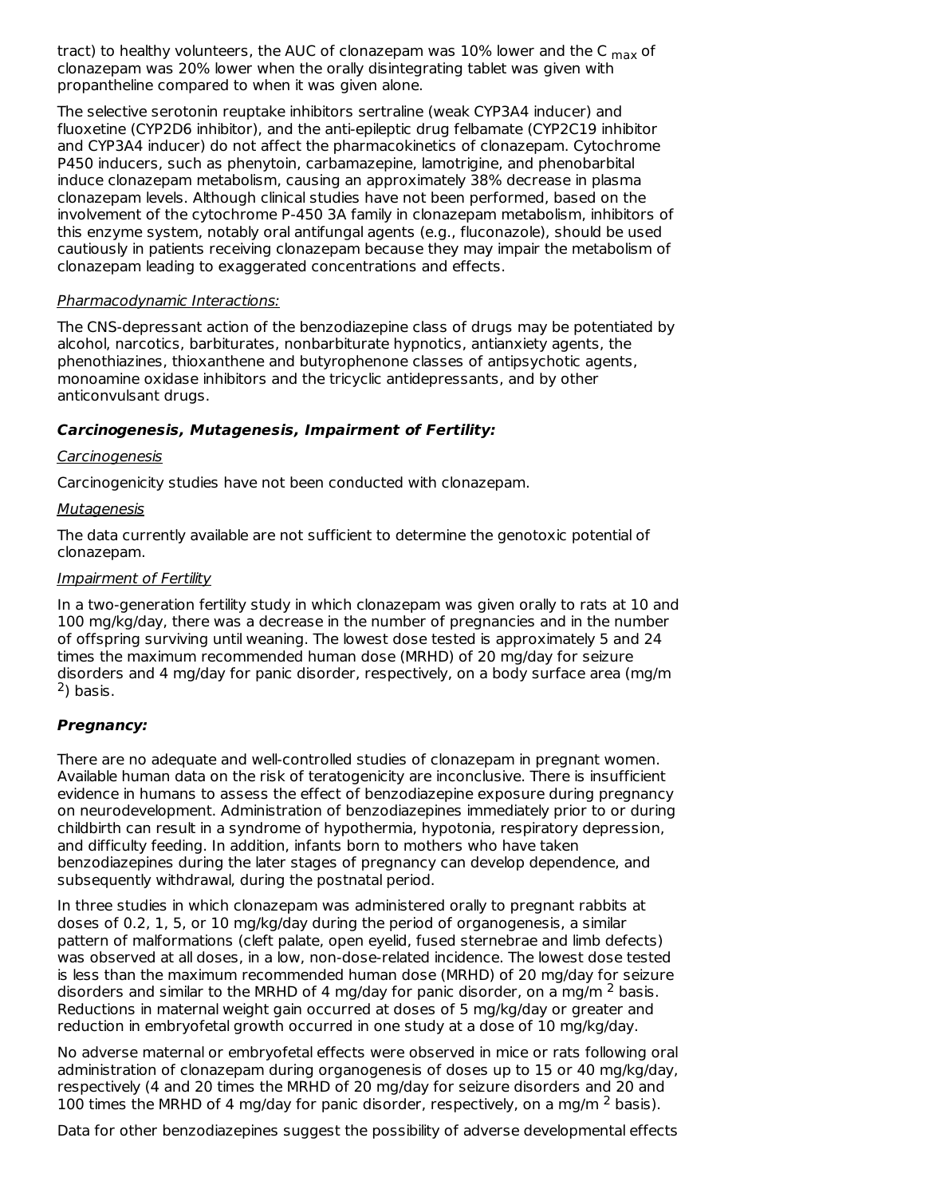tract) to healthy volunteers, the AUC of clonazepam was 10% lower and the $C_{max}$ of clonazepam was 20% lower when the orally disintegrating tablet was given with propantheline compared to when it was given alone.

The selective serotonin reuptake inhibitors sertraline (weak CYP3A4 inducer) and fluoxetine (CYP2D6 inhibitor), and the anti-epileptic drug felbamate (CYP2C19 inhibitor and CYP3A4 inducer) do not affect the pharmacokinetics of clonazepam. Cytochrome P450 inducers, such as phenytoin, carbamazepine, lamotrigine, and phenobarbital induce clonazepam metabolism, causing an approximately 38% decrease in plasma clonazepam levels. Although clinical studies have not been performed, based on the involvement of the cytochrome P-450 3A family in clonazepam metabolism, inhibitors of this enzyme system, notably oral antifungal agents (e.g., fluconazole), should be used cautiously in patients receiving clonazepam because they may impair the metabolism of clonazepam leading to exaggerated concentrations and effects.

_Pharmacodynamic Interactions:_

The CNS-depressant action of the benzodiazepine class of drugs may be potentiated by alcohol, narcotics, barbiturates, nonbarbiturate hypnotics, antianxiety agents, the phenothiazines, thioxanthene and butyrophenone classes of antipsychotic agents, monoamine oxidase inhibitors and the tricyclic antidepressants, and by other anticonvulsant drugs.

### ***Carcinogenesis, Mutagenesis, Impairment of Fertility:***

_Carcinogenesis_

Carcinogenicity studies have not been conducted with clonazepam.

_Mutagenesis_

The data currently available are not sufficient to determine the genotoxic potential of clonazepam.

_Impairment of Fertility_

In a two-generation fertility study in which clonazepam was given orally to rats at 10 and 100 mg/kg/day, there was a decrease in the number of pregnancies and in the number of offspring surviving until weaning. The lowest dose tested is approximately 5 and 24 times the maximum recommended human dose (MRHD) of 20 mg/day for seizure disorders and 4 mg/day for panic disorder, respectively, on a body surface area ($mg/m^2$) basis.

### ***Pregnancy:***

There are no adequate and well-controlled studies of clonazepam in pregnant women. Available human data on the risk of teratogenicity are inconclusive. There is insufficient evidence in humans to assess the effect of benzodiazepine exposure during pregnancy on neurodevelopment. Administration of benzodiazepines immediately prior to or during childbirth can result in a syndrome of hypothermia, hypotonia, respiratory depression, and difficulty feeding. In addition, infants born to mothers who have taken benzodiazepines during the later stages of pregnancy can develop dependence, and subsequently withdrawal, during the postnatal period.

In three studies in which clonazepam was administered orally to pregnant rabbits at doses of 0.2, 1, 5, or 10 mg/kg/day during the period of organogenesis, a similar pattern of malformations (cleft palate, open eyelid, fused sternebrae and limb defects) was observed at all doses, in a low, non-dose-related incidence. The lowest dose tested is less than the maximum recommended human dose (MRHD) of 20 mg/day for seizure disorders and similar to the MRHD of 4 mg/day for panic disorder, on a $mg/m^2$ basis. Reductions in maternal weight gain occurred at doses of 5 mg/kg/day or greater and reduction in embryofetal growth occurred in one study at a dose of 10 mg/kg/day.

No adverse maternal or embryofetal effects were observed in mice or rats following oral administration of clonazepam during organogenesis of doses up to 15 or 40 mg/kg/day, respectively (4 and 20 times the MRHD of 20 mg/day for seizure disorders and 20 and 100 times the MRHD of 4 mg/day for panic disorder, respectively, on a $mg/m^2$ basis).

Data for other benzodiazepines suggest the possibility of adverse developmental effects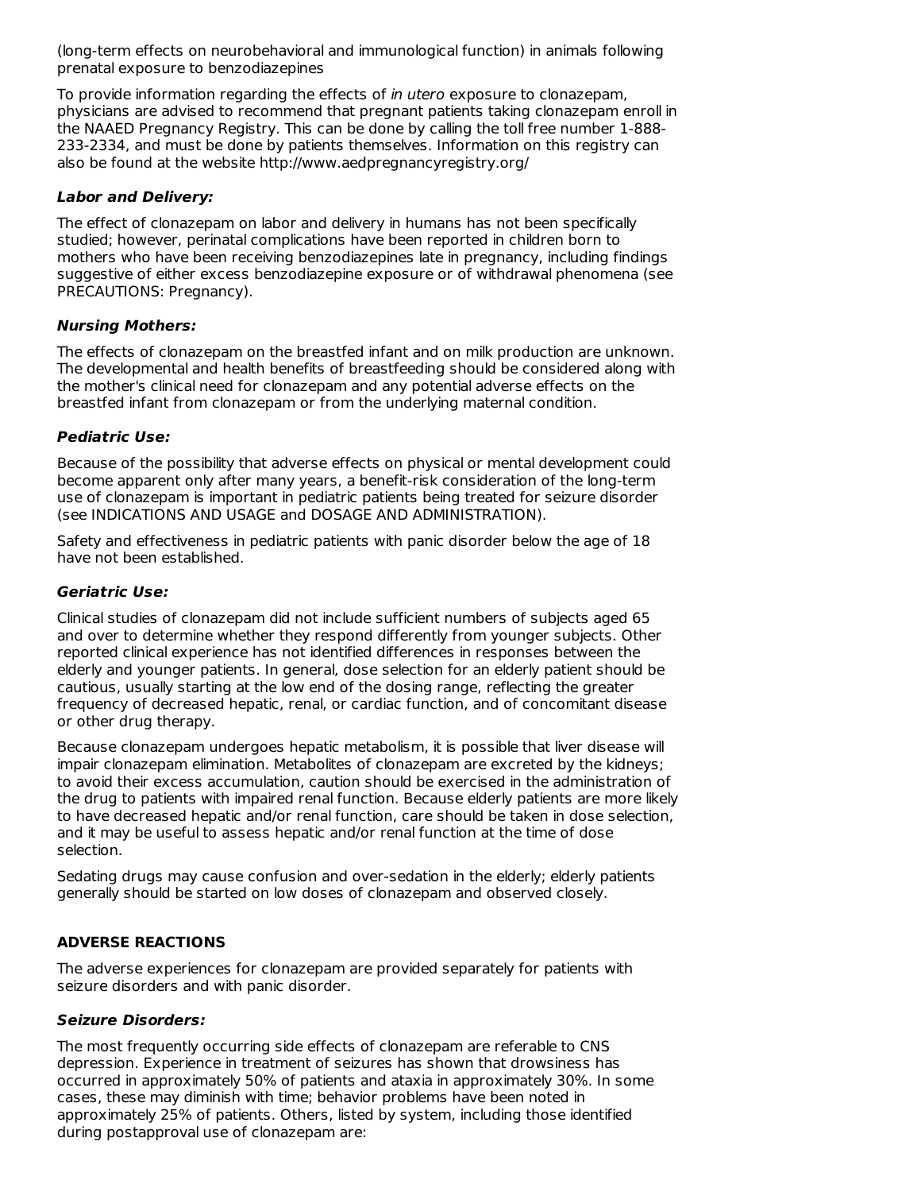(long-term effects on neurobehavioral and immunological function) in animals following prenatal exposure to benzodiazepines

To provide information regarding the effects of *in utero* exposure to clonazepam, physicians are advised to recommend that pregnant patients taking clonazepam enroll in the NAAED Pregnancy Registry. This can be done by calling the toll free number 1-888-233-2334, and must be done by patients themselves. Information on this registry can also be found at the website http://www.aedpregnancyregistry.org/

***Labor and Delivery:***

The effect of clonazepam on labor and delivery in humans has not been specifically studied; however, perinatal complications have been reported in children born to mothers who have been receiving benzodiazepines late in pregnancy, including findings suggestive of either excess benzodiazepine exposure or of withdrawal phenomena (see PRECAUTIONS: Pregnancy).

***Nursing Mothers:***

The effects of clonazepam on the breastfed infant and on milk production are unknown. The developmental and health benefits of breastfeeding should be considered along with the mother's clinical need for clonazepam and any potential adverse effects on the breastfed infant from clonazepam or from the underlying maternal condition.

***Pediatric Use:***

Because of the possibility that adverse effects on physical or mental development could become apparent only after many years, a benefit-risk consideration of the long-term use of clonazepam is important in pediatric patients being treated for seizure disorder (see INDICATIONS AND USAGE and DOSAGE AND ADMINISTRATION).

Safety and effectiveness in pediatric patients with panic disorder below the age of 18 have not been established.

***Geriatric Use:***

Clinical studies of clonazepam did not include sufficient numbers of subjects aged 65 and over to determine whether they respond differently from younger subjects. Other reported clinical experience has not identified differences in responses between the elderly and younger patients. In general, dose selection for an elderly patient should be cautious, usually starting at the low end of the dosing range, reflecting the greater frequency of decreased hepatic, renal, or cardiac function, and of concomitant disease or other drug therapy.

Because clonazepam undergoes hepatic metabolism, it is possible that liver disease will impair clonazepam elimination. Metabolites of clonazepam are excreted by the kidneys; to avoid their excess accumulation, caution should be exercised in the administration of the drug to patients with impaired renal function. Because elderly patients are more likely to have decreased hepatic and/or renal function, care should be taken in dose selection, and it may be useful to assess hepatic and/or renal function at the time of dose selection.

Sedating drugs may cause confusion and over-sedation in the elderly; elderly patients generally should be started on low doses of clonazepam and observed closely.

## ADVERSE REACTIONS

The adverse experiences for clonazepam are provided separately for patients with seizure disorders and with panic disorder.

***Seizure Disorders:***

The most frequently occurring side effects of clonazepam are referable to CNS depression. Experience in treatment of seizures has shown that drowsiness has occurred in approximately 50% of patients and ataxia in approximately 30%. In some cases, these may diminish with time; behavior problems have been noted in approximately 25% of patients. Others, listed by system, including those identified during postapproval use of clonazepam are: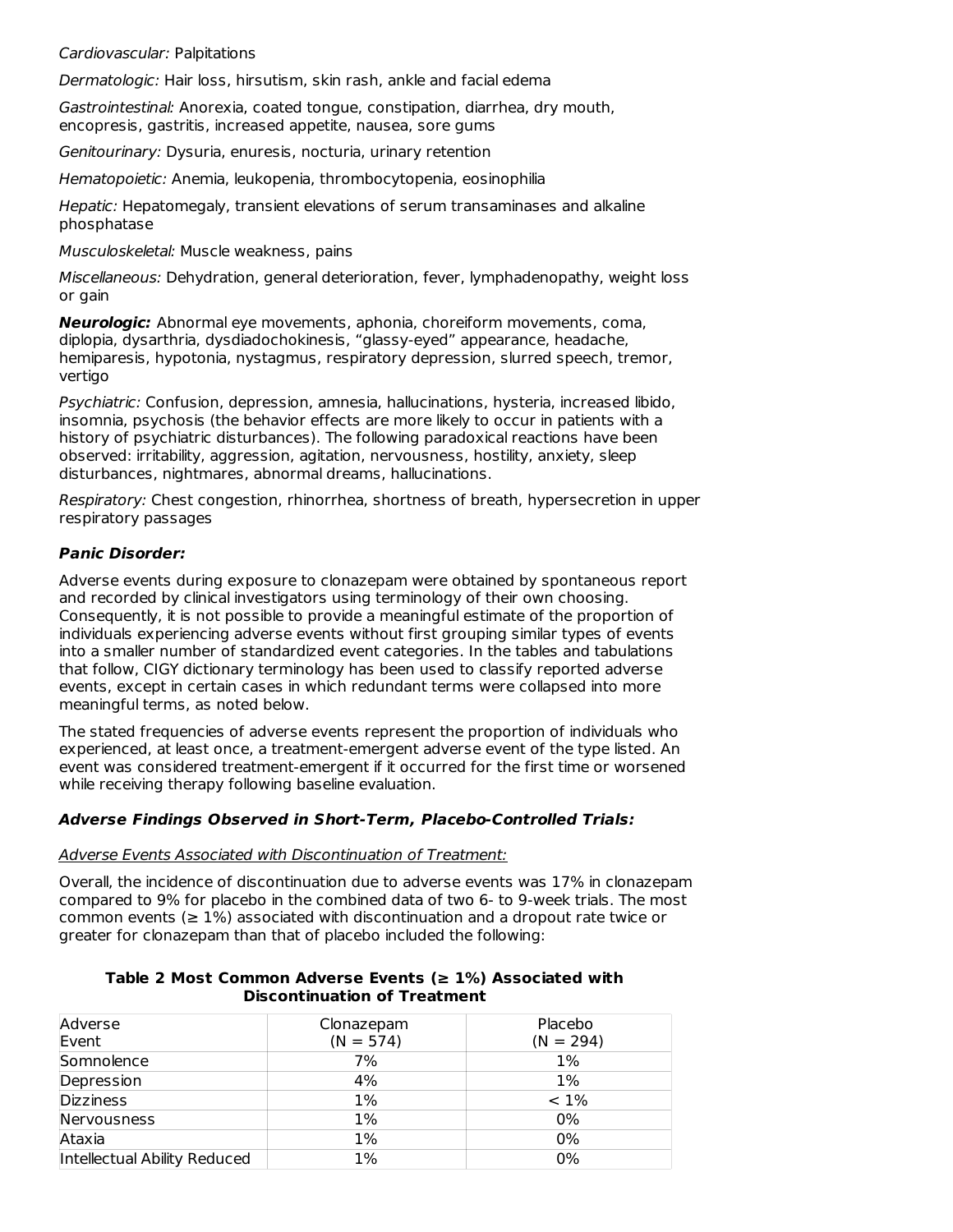*Cardiovascular:* Palpitations

*Dermatologic:* Hair loss, hirsutism, skin rash, ankle and facial edema

*Gastrointestinal:* Anorexia, coated tongue, constipation, diarrhea, dry mouth, encopresis, gastritis, increased appetite, nausea, sore gums

*Genitourinary:* Dysuria, enuresis, nocturia, urinary retention

*Hematopoietic:* Anemia, leukopenia, thrombocytopenia, eosinophilia

*Hepatic:* Hepatomegaly, transient elevations of serum transaminases and alkaline phosphatase

*Musculoskeletal:* Muscle weakness, pains

*Miscellaneous:* Dehydration, general deterioration, fever, lymphadenopathy, weight loss or gain

***Neurologic:*** Abnormal eye movements, aphonia, choreiform movements, coma, diplopia, dysarthria, dysdiadochokinesis, "glassy-eyed" appearance, headache, hemiparesis, hypotonia, nystagmus, respiratory depression, slurred speech, tremor, vertigo

*Psychiatric:* Confusion, depression, amnesia, hallucinations, hysteria, increased libido, insomnia, psychosis (the behavior effects are more likely to occur in patients with a history of psychiatric disturbances). The following paradoxical reactions have been observed: irritability, aggression, agitation, nervousness, hostility, anxiety, sleep disturbances, nightmares, abnormal dreams, hallucinations.

*Respiratory:* Chest congestion, rhinorrhea, shortness of breath, hypersecretion in upper respiratory passages

***Panic Disorder:***

Adverse events during exposure to clonazepam were obtained by spontaneous report and recorded by clinical investigators using terminology of their own choosing. Consequently, it is not possible to provide a meaningful estimate of the proportion of individuals experiencing adverse events without first grouping similar types of events into a smaller number of standardized event categories. In the tables and tabulations that follow, CIGY dictionary terminology has been used to classify reported adverse events, except in certain cases in which redundant terms were collapsed into more meaningful terms, as noted below.

The stated frequencies of adverse events represent the proportion of individuals who experienced, at least once, a treatment-emergent adverse event of the type listed. An event was considered treatment-emergent if it occurred for the first time or worsened while receiving therapy following baseline evaluation.

***Adverse Findings Observed in Short-Term, Placebo-Controlled Trials:***

Adverse Events Associated with Discontinuation of Treatment:

Overall, the incidence of discontinuation due to adverse events was 17% in clonazepam compared to 9% for placebo in the combined data of two 6- to 9-week trials. The most common events (≥ 1%) associated with discontinuation and a dropout rate twice or greater for clonazepam than that of placebo included the following:

**Table 2 Most Common Adverse Events (≥ 1%) Associated with Discontinuation of Treatment**

| Adverse Event | Clonazepam (N = 574) | Placebo (N = 294) |
|---|---|---|
| Somnolence | 7% | 1% |
| Depression | 4% | 1% |
| Dizziness | 1% | < 1% |
| Nervousness | 1% | 0% |
| Ataxia | 1% | 0% |
| Intellectual Ability Reduced | 1% | 0% |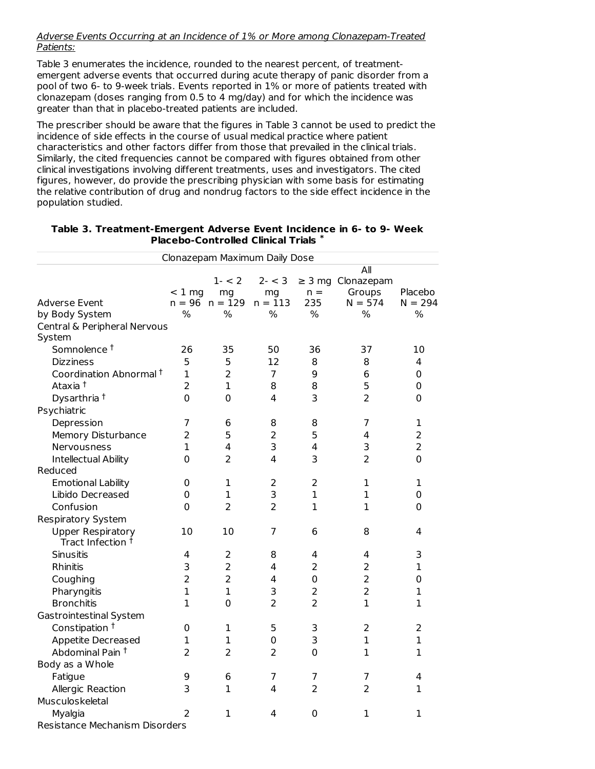*Adverse Events Occurring at an Incidence of 1% or More among Clonazepam-Treated Patients:*

Table 3 enumerates the incidence, rounded to the nearest percent, of treatment-emergent adverse events that occurred during acute therapy of panic disorder from a pool of two 6- to 9-week trials. Events reported in 1% or more of patients treated with clonazepam (doses ranging from 0.5 to 4 mg/day) and for which the incidence was greater than that in placebo-treated patients are included.

The prescriber should be aware that the figures in Table 3 cannot be used to predict the incidence of side effects in the course of usual medical practice where patient characteristics and other factors differ from those that prevailed in the clinical trials. Similarly, the cited frequencies cannot be compared with figures obtained from other clinical investigations involving different treatments, uses and investigators. The cited figures, however, do provide the prescribing physician with some basis for estimating the relative contribution of drug and nondrug factors to the side effect incidence in the population studied.

**Table 3. Treatment-Emergent Adverse Event Incidence in 6- to 9- Week Placebo-Controlled Clinical Trials \***

| | Clonazepam Maximum Daily Dose | | | | | |
|---|---|---|---|---|---|---|
| Adverse Event by Body System | < 1 mg n = 96 % | 1- < 2 mg n = 129 % | 2- < 3 mg n = 113 % | ≥ 3 mg n = 235 % | All Clonazepam Groups N = 574 % | Placebo N = 294 % |
| Central & Peripheral Nervous System | | | | | | |
| Somnolence † | 26 | 35 | 50 | 36 | 37 | 10 |
| Dizziness | 5 | 5 | 12 | 8 | 8 | 4 |
| Coordination Abnormal † | 1 | 2 | 7 | 9 | 6 | 0 |
| Ataxia † | 2 | 1 | 8 | 8 | 5 | 0 |
| Dysarthria † | 0 | 0 | 4 | 3 | 2 | 0 |
| Psychiatric | | | | | | |
| Depression | 7 | 6 | 8 | 8 | 7 | 1 |
| Memory Disturbance | 2 | 5 | 2 | 5 | 4 | 2 |
| Nervousness | 1 | 4 | 3 | 4 | 3 | 2 |
| Intellectual Ability Reduced | 0 | 2 | 4 | 3 | 2 | 0 |
| Emotional Lability | 0 | 1 | 2 | 2 | 1 | 1 |
| Libido Decreased | 0 | 1 | 3 | 1 | 1 | 0 |
| Confusion | 0 | 2 | 2 | 1 | 1 | 0 |
| Respiratory System | | | | | | |
| Upper Respiratory Tract Infection † | 10 | 10 | 7 | 6 | 8 | 4 |
| Sinusitis | 4 | 2 | 8 | 4 | 4 | 3 |
| Rhinitis | 3 | 2 | 4 | 2 | 2 | 1 |
| Coughing | 2 | 2 | 4 | 0 | 2 | 0 |
| Pharyngitis | 1 | 1 | 3 | 2 | 2 | 1 |
| Bronchitis | 1 | 0 | 2 | 2 | 1 | 1 |
| Gastrointestinal System | | | | | | |
| Constipation † | 0 | 1 | 5 | 3 | 2 | 2 |
| Appetite Decreased | 1 | 1 | 0 | 3 | 1 | 1 |
| Abdominal Pain † | 2 | 2 | 2 | 0 | 1 | 1 |
| Body as a Whole | | | | | | |
| Fatigue | 9 | 6 | 7 | 7 | 7 | 4 |
| Allergic Reaction | 3 | 1 | 4 | 2 | 2 | 1 |
| Musculoskeletal | | | | | | |
| Myalgia | 2 | 1 | 4 | 0 | 1 | 1 |
| Resistance Mechanism Disorders | | | | | | |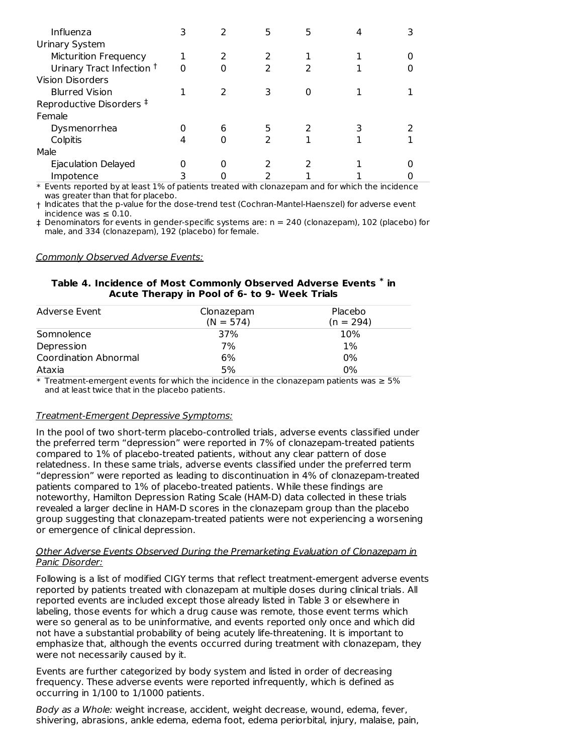| | | | | | | |
|---|---|---|---|---|---|---|
| Influenza | 3 | 2 | 5 | 5 | 4 | 3 |
| Urinary System | | | | | | |
| Micturition Frequency | 1 | 2 | 2 | 1 | 1 | 0 |
| Urinary Tract Infection † | 0 | 0 | 2 | 2 | 1 | 0 |
| Vision Disorders | | | | | | |
| Blurred Vision | 1 | 2 | 3 | 0 | 1 | 1 |
| Reproductive Disorders ‡ | | | | | | |
| Female | | | | | | |
| Dysmenorrhea | 0 | 6 | 5 | 2 | 3 | 2 |
| Colpitis | 4 | 0 | 2 | 1 | 1 | 1 |
| Male | | | | | | |
| Ejaculation Delayed | 0 | 0 | 2 | 2 | 1 | 0 |
| Impotence | 3 | 0 | 2 | 1 | 1 | 0 |

\* Events reported by at least 1% of patients treated with clonazepam and for which the incidence was greater than that for placebo.

† Indicates that the p-value for the dose-trend test (Cochran-Mantel-Haenszel) for adverse event incidence was ≤ 0.10.

‡ Denominators for events in gender-specific systems are: n = 240 (clonazepam), 102 (placebo) for male, and 334 (clonazepam), 192 (placebo) for female.

*Commonly Observed Adverse Events:*

**Table 4. Incidence of Most Commonly Observed Adverse Events * in Acute Therapy in Pool of 6- to 9- Week Trials**

| Adverse Event | Clonazepam (N = 574) | Placebo (n = 294) |
|---|---|---|
| Somnolence | 37% | 10% |
| Depression | 7% | 1% |
| Coordination Abnormal | 6% | 0% |
| Ataxia | 5% | 0% |

\* Treatment-emergent events for which the incidence in the clonazepam patients was ≥ 5% and at least twice that in the placebo patients.

*Treatment-Emergent Depressive Symptoms:*

In the pool of two short-term placebo-controlled trials, adverse events classified under the preferred term "depression" were reported in 7% of clonazepam-treated patients compared to 1% of placebo-treated patients, without any clear pattern of dose relatedness. In these same trials, adverse events classified under the preferred term "depression" were reported as leading to discontinuation in 4% of clonazepam-treated patients compared to 1% of placebo-treated patients. While these findings are noteworthy, Hamilton Depression Rating Scale (HAM-D) data collected in these trials revealed a larger decline in HAM-D scores in the clonazepam group than the placebo group suggesting that clonazepam-treated patients were not experiencing a worsening or emergence of clinical depression.

*Other Adverse Events Observed During the Premarketing Evaluation of Clonazepam in Panic Disorder:*

Following is a list of modified CIGY terms that reflect treatment-emergent adverse events reported by patients treated with clonazepam at multiple doses during clinical trials. All reported events are included except those already listed in Table 3 or elsewhere in labeling, those events for which a drug cause was remote, those event terms which were so general as to be uninformative, and events reported only once and which did not have a substantial probability of being acutely life-threatening. It is important to emphasize that, although the events occurred during treatment with clonazepam, they were not necessarily caused by it.

Events are further categorized by body system and listed in order of decreasing frequency. These adverse events were reported infrequently, which is defined as occurring in 1/100 to 1/1000 patients.

*Body as a Whole:* weight increase, accident, weight decrease, wound, edema, fever, shivering, abrasions, ankle edema, edema foot, edema periorbital, injury, malaise, pain,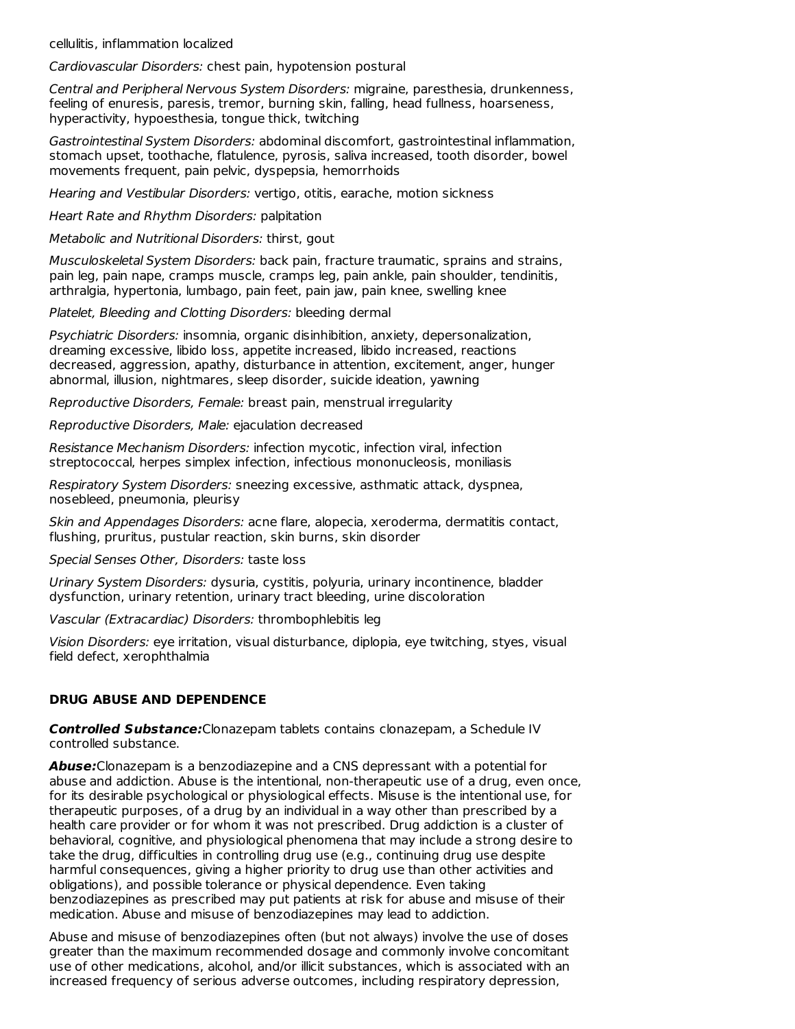cellulitis, inflammation localized

*Cardiovascular Disorders:* chest pain, hypotension postural

*Central and Peripheral Nervous System Disorders:* migraine, paresthesia, drunkenness, feeling of enuresis, paresis, tremor, burning skin, falling, head fullness, hoarseness, hyperactivity, hypoesthesia, tongue thick, twitching

*Gastrointestinal System Disorders:* abdominal discomfort, gastrointestinal inflammation, stomach upset, toothache, flatulence, pyrosis, saliva increased, tooth disorder, bowel movements frequent, pain pelvic, dyspepsia, hemorrhoids

*Hearing and Vestibular Disorders:* vertigo, otitis, earache, motion sickness

*Heart Rate and Rhythm Disorders:* palpitation

*Metabolic and Nutritional Disorders:* thirst, gout

*Musculoskeletal System Disorders:* back pain, fracture traumatic, sprains and strains, pain leg, pain nape, cramps muscle, cramps leg, pain ankle, pain shoulder, tendinitis, arthralgia, hypertonia, lumbago, pain feet, pain jaw, pain knee, swelling knee

*Platelet, Bleeding and Clotting Disorders:* bleeding dermal

*Psychiatric Disorders:* insomnia, organic disinhibition, anxiety, depersonalization, dreaming excessive, libido loss, appetite increased, libido increased, reactions decreased, aggression, apathy, disturbance in attention, excitement, anger, hunger abnormal, illusion, nightmares, sleep disorder, suicide ideation, yawning

*Reproductive Disorders, Female:* breast pain, menstrual irregularity

*Reproductive Disorders, Male:* ejaculation decreased

*Resistance Mechanism Disorders:* infection mycotic, infection viral, infection streptococcal, herpes simplex infection, infectious mononucleosis, moniliasis

*Respiratory System Disorders:* sneezing excessive, asthmatic attack, dyspnea, nosebleed, pneumonia, pleurisy

*Skin and Appendages Disorders:* acne flare, alopecia, xeroderma, dermatitis contact, flushing, pruritus, pustular reaction, skin burns, skin disorder

*Special Senses Other, Disorders:* taste loss

*Urinary System Disorders:* dysuria, cystitis, polyuria, urinary incontinence, bladder dysfunction, urinary retention, urinary tract bleeding, urine discoloration

*Vascular (Extracardiac) Disorders:* thrombophlebitis leg

*Vision Disorders:* eye irritation, visual disturbance, diplopia, eye twitching, styes, visual field defect, xerophthalmia

## DRUG ABUSE AND DEPENDENCE

***Controlled Substance:*** Clonazepam tablets contains clonazepam, a Schedule IV controlled substance.

***Abuse:*** Clonazepam is a benzodiazepine and a CNS depressant with a potential for abuse and addiction. Abuse is the intentional, non-therapeutic use of a drug, even once, for its desirable psychological or physiological effects. Misuse is the intentional use, for therapeutic purposes, of a drug by an individual in a way other than prescribed by a health care provider or for whom it was not prescribed. Drug addiction is a cluster of behavioral, cognitive, and physiological phenomena that may include a strong desire to take the drug, difficulties in controlling drug use (e.g., continuing drug use despite harmful consequences, giving a higher priority to drug use than other activities and obligations), and possible tolerance or physical dependence. Even taking benzodiazepines as prescribed may put patients at risk for abuse and misuse of their medication. Abuse and misuse of benzodiazepines may lead to addiction.

Abuse and misuse of benzodiazepines often (but not always) involve the use of doses greater than the maximum recommended dosage and commonly involve concomitant use of other medications, alcohol, and/or illicit substances, which is associated with an increased frequency of serious adverse outcomes, including respiratory depression,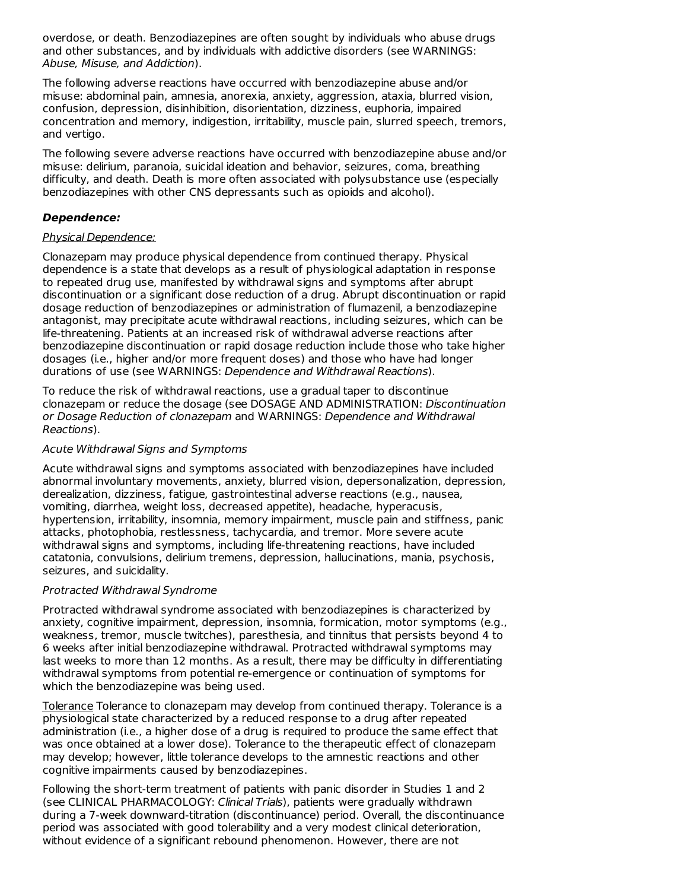overdose, or death. Benzodiazepines are often sought by individuals who abuse drugs and other substances, and by individuals with addictive disorders (see WARNINGS: *Abuse, Misuse, and Addiction*).

The following adverse reactions have occurred with benzodiazepine abuse and/or misuse: abdominal pain, amnesia, anorexia, anxiety, aggression, ataxia, blurred vision, confusion, depression, disinhibition, disorientation, dizziness, euphoria, impaired concentration and memory, indigestion, irritability, muscle pain, slurred speech, tremors, and vertigo.

The following severe adverse reactions have occurred with benzodiazepine abuse and/or misuse: delirium, paranoia, suicidal ideation and behavior, seizures, coma, breathing difficulty, and death. Death is more often associated with polysubstance use (especially benzodiazepines with other CNS depressants such as opioids and alcohol).

***Dependence:***

Physical Dependence:

Clonazepam may produce physical dependence from continued therapy. Physical dependence is a state that develops as a result of physiological adaptation in response to repeated drug use, manifested by withdrawal signs and symptoms after abrupt discontinuation or a significant dose reduction of a drug. Abrupt discontinuation or rapid dosage reduction of benzodiazepines or administration of flumazenil, a benzodiazepine antagonist, may precipitate acute withdrawal reactions, including seizures, which can be life-threatening. Patients at an increased risk of withdrawal adverse reactions after benzodiazepine discontinuation or rapid dosage reduction include those who take higher dosages (i.e., higher and/or more frequent doses) and those who have had longer durations of use (see WARNINGS: *Dependence and Withdrawal Reactions*).

To reduce the risk of withdrawal reactions, use a gradual taper to discontinue clonazepam or reduce the dosage (see DOSAGE AND ADMINISTRATION: *Discontinuation or Dosage Reduction of clonazepam* and WARNINGS: *Dependence and Withdrawal Reactions*).

*Acute Withdrawal Signs and Symptoms*

Acute withdrawal signs and symptoms associated with benzodiazepines have included abnormal involuntary movements, anxiety, blurred vision, depersonalization, depression, derealization, dizziness, fatigue, gastrointestinal adverse reactions (e.g., nausea, vomiting, diarrhea, weight loss, decreased appetite), headache, hyperacusis, hypertension, irritability, insomnia, memory impairment, muscle pain and stiffness, panic attacks, photophobia, restlessness, tachycardia, and tremor. More severe acute withdrawal signs and symptoms, including life-threatening reactions, have included catatonia, convulsions, delirium tremens, depression, hallucinations, mania, psychosis, seizures, and suicidality.

*Protracted Withdrawal Syndrome*

Protracted withdrawal syndrome associated with benzodiazepines is characterized by anxiety, cognitive impairment, depression, insomnia, formication, motor symptoms (e.g., weakness, tremor, muscle twitches), paresthesia, and tinnitus that persists beyond 4 to 6 weeks after initial benzodiazepine withdrawal. Protracted withdrawal symptoms may last weeks to more than 12 months. As a result, there may be difficulty in differentiating withdrawal symptoms from potential re-emergence or continuation of symptoms for which the benzodiazepine was being used.

Tolerance Tolerance to clonazepam may develop from continued therapy. Tolerance is a physiological state characterized by a reduced response to a drug after repeated administration (i.e., a higher dose of a drug is required to produce the same effect that was once obtained at a lower dose). Tolerance to the therapeutic effect of clonazepam may develop; however, little tolerance develops to the amnestic reactions and other cognitive impairments caused by benzodiazepines.

Following the short-term treatment of patients with panic disorder in Studies 1 and 2 (see CLINICAL PHARMACOLOGY: *Clinical Trials*), patients were gradually withdrawn during a 7-week downward-titration (discontinuance) period. Overall, the discontinuance period was associated with good tolerability and a very modest clinical deterioration, without evidence of a significant rebound phenomenon. However, there are not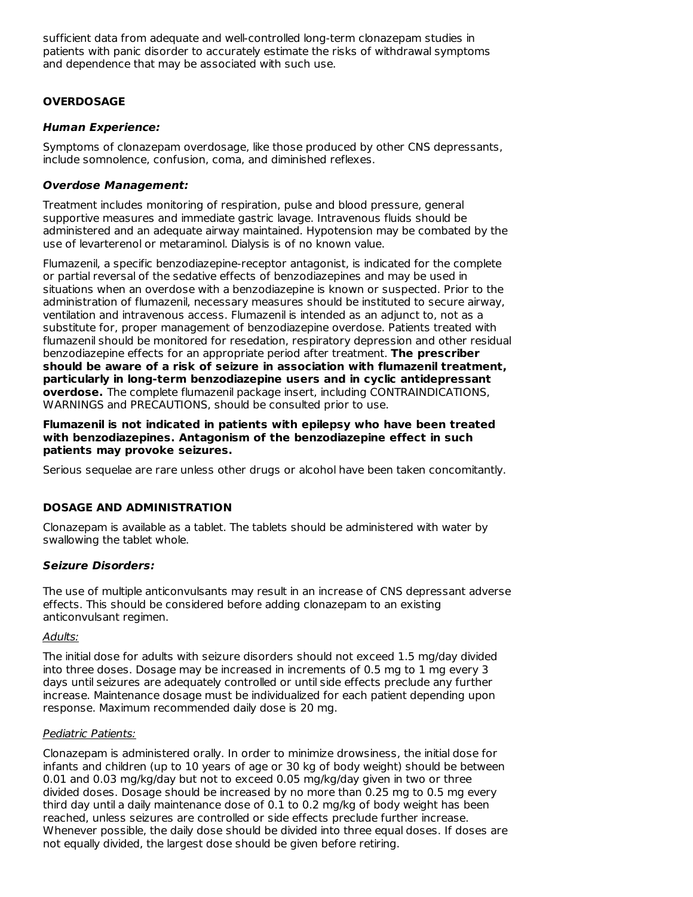sufficient data from adequate and well-controlled long-term clonazepam studies in patients with panic disorder to accurately estimate the risks of withdrawal symptoms and dependence that may be associated with such use.

## OVERDOSAGE

### *Human Experience:*

Symptoms of clonazepam overdosage, like those produced by other CNS depressants, include somnolence, confusion, coma, and diminished reflexes.

### *Overdose Management:*

Treatment includes monitoring of respiration, pulse and blood pressure, general supportive measures and immediate gastric lavage. Intravenous fluids should be administered and an adequate airway maintained. Hypotension may be combated by the use of levarterenol or metaraminol. Dialysis is of no known value.

Flumazenil, a specific benzodiazepine-receptor antagonist, is indicated for the complete or partial reversal of the sedative effects of benzodiazepines and may be used in situations when an overdose with a benzodiazepine is known or suspected. Prior to the administration of flumazenil, necessary measures should be instituted to secure airway, ventilation and intravenous access. Flumazenil is intended as an adjunct to, not as a substitute for, proper management of benzodiazepine overdose. Patients treated with flumazenil should be monitored for resedation, respiratory depression and other residual benzodiazepine effects for an appropriate period after treatment. **The prescriber should be aware of a risk of seizure in association with flumazenil treatment, particularly in long-term benzodiazepine users and in cyclic antidepressant overdose.** The complete flumazenil package insert, including CONTRAINDICATIONS, WARNINGS and PRECAUTIONS, should be consulted prior to use.

**Flumazenil is not indicated in patients with epilepsy who have been treated with benzodiazepines. Antagonism of the benzodiazepine effect in such patients may provoke seizures.**

Serious sequelae are rare unless other drugs or alcohol have been taken concomitantly.

## DOSAGE AND ADMINISTRATION

Clonazepam is available as a tablet. The tablets should be administered with water by swallowing the tablet whole.

### *Seizure Disorders:*

The use of multiple anticonvulsants may result in an increase of CNS depressant adverse effects. This should be considered before adding clonazepam to an existing anticonvulsant regimen.

_Adults:_

The initial dose for adults with seizure disorders should not exceed 1.5 mg/day divided into three doses. Dosage may be increased in increments of 0.5 mg to 1 mg every 3 days until seizures are adequately controlled or until side effects preclude any further increase. Maintenance dosage must be individualized for each patient depending upon response. Maximum recommended daily dose is 20 mg.

_Pediatric Patients:_

Clonazepam is administered orally. In order to minimize drowsiness, the initial dose for infants and children (up to 10 years of age or 30 kg of body weight) should be between 0.01 and 0.03 mg/kg/day but not to exceed 0.05 mg/kg/day given in two or three divided doses. Dosage should be increased by no more than 0.25 mg to 0.5 mg every third day until a daily maintenance dose of 0.1 to 0.2 mg/kg of body weight has been reached, unless seizures are controlled or side effects preclude further increase. Whenever possible, the daily dose should be divided into three equal doses. If doses are not equally divided, the largest dose should be given before retiring.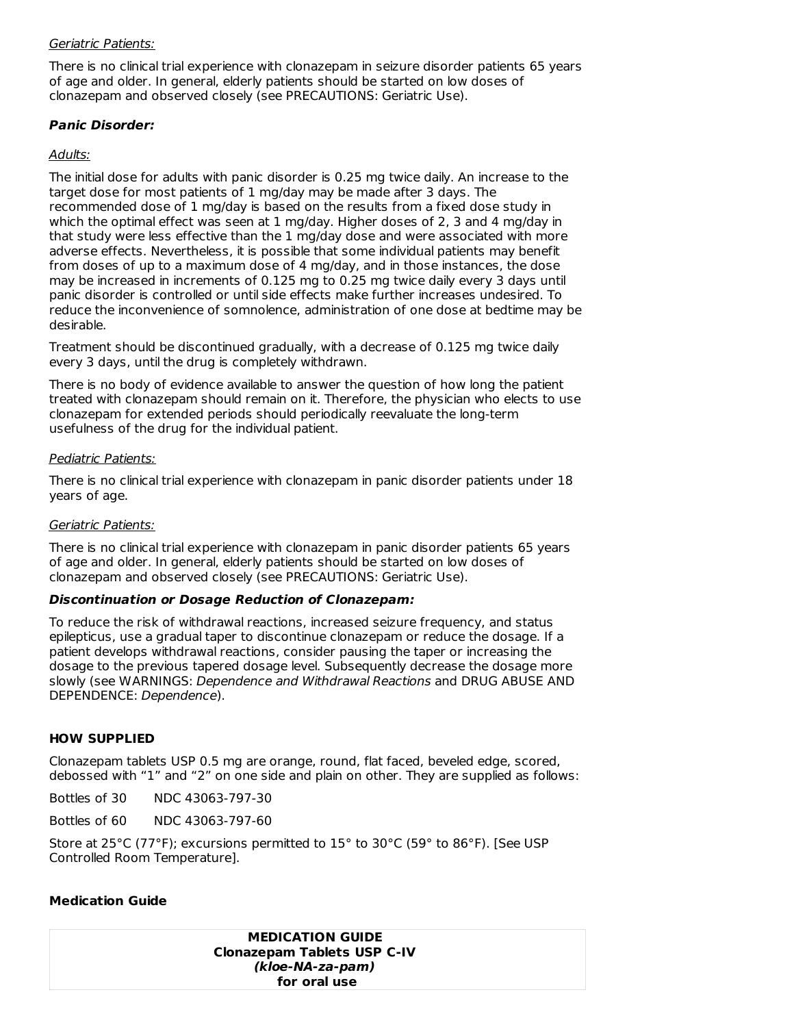*Geriatric Patients:*

There is no clinical trial experience with clonazepam in seizure disorder patients 65 years of age and older. In general, elderly patients should be started on low doses of clonazepam and observed closely (see PRECAUTIONS: Geriatric Use).

***Panic Disorder:***

*Adults:*

The initial dose for adults with panic disorder is 0.25 mg twice daily. An increase to the target dose for most patients of 1 mg/day may be made after 3 days. The recommended dose of 1 mg/day is based on the results from a fixed dose study in which the optimal effect was seen at 1 mg/day. Higher doses of 2, 3 and 4 mg/day in that study were less effective than the 1 mg/day dose and were associated with more adverse effects. Nevertheless, it is possible that some individual patients may benefit from doses of up to a maximum dose of 4 mg/day, and in those instances, the dose may be increased in increments of 0.125 mg to 0.25 mg twice daily every 3 days until panic disorder is controlled or until side effects make further increases undesired. To reduce the inconvenience of somnolence, administration of one dose at bedtime may be desirable.

Treatment should be discontinued gradually, with a decrease of 0.125 mg twice daily every 3 days, until the drug is completely withdrawn.

There is no body of evidence available to answer the question of how long the patient treated with clonazepam should remain on it. Therefore, the physician who elects to use clonazepam for extended periods should periodically reevaluate the long-term usefulness of the drug for the individual patient.

*Pediatric Patients:*

There is no clinical trial experience with clonazepam in panic disorder patients under 18 years of age.

*Geriatric Patients:*

There is no clinical trial experience with clonazepam in panic disorder patients 65 years of age and older. In general, elderly patients should be started on low doses of clonazepam and observed closely (see PRECAUTIONS: Geriatric Use).

***Discontinuation or Dosage Reduction of Clonazepam:***

To reduce the risk of withdrawal reactions, increased seizure frequency, and status epilepticus, use a gradual taper to discontinue clonazepam or reduce the dosage. If a patient develops withdrawal reactions, consider pausing the taper or increasing the dosage to the previous tapered dosage level. Subsequently decrease the dosage more slowly (see WARNINGS: *Dependence and Withdrawal Reactions* and DRUG ABUSE AND DEPENDENCE: *Dependence*).

## HOW SUPPLIED

Clonazepam tablets USP 0.5 mg are orange, round, flat faced, beveled edge, scored, debossed with “1” and “2” on one side and plain on other. They are supplied as follows:

Bottles of 30 NDC 43063-797-30

Bottles of 60 NDC 43063-797-60

Store at 25°C (77°F); excursions permitted to 15° to 30°C (59° to 86°F). [See USP Controlled Room Temperature].

## Medication Guide

**MEDICATION GUIDE**
**Clonazepam Tablets USP C-IV**
***(kloe-NA-za-pam)***
**for oral use**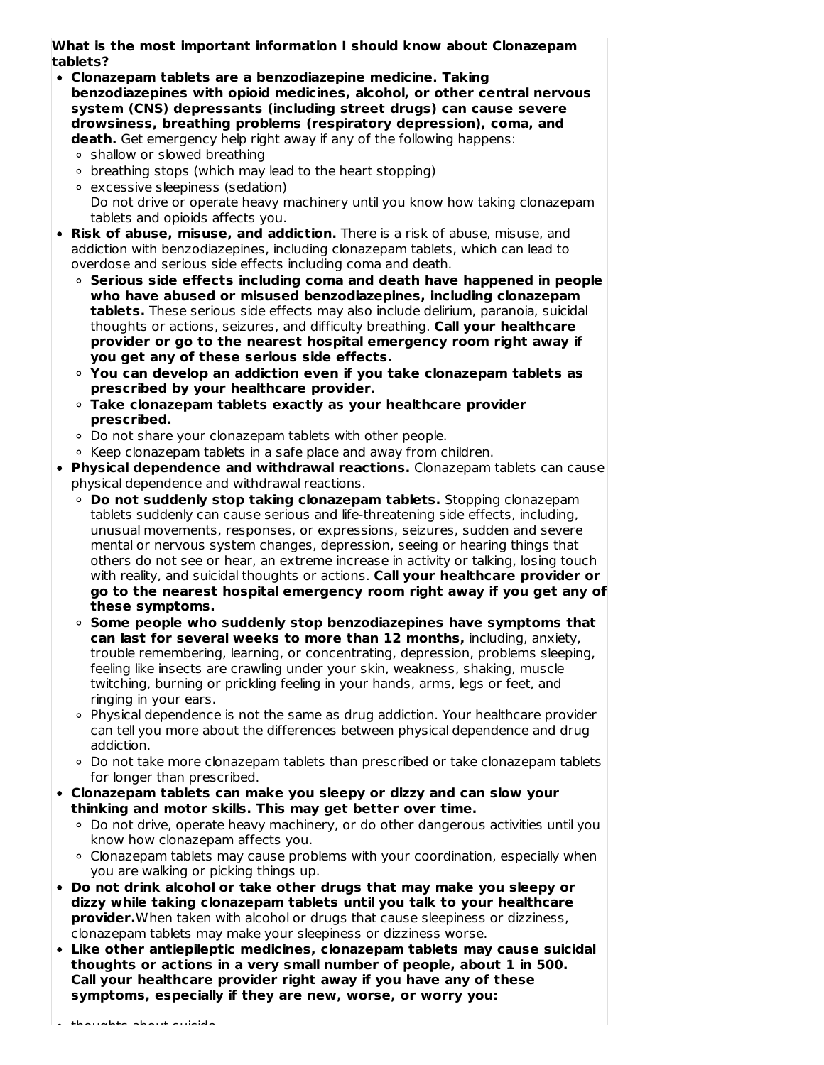**What is the most important information I should know about Clonazepam tablets?**

- **Clonazepam tablets are a benzodiazepine medicine. Taking benzodiazepines with opioid medicines, alcohol, or other central nervous system (CNS) depressants (including street drugs) can cause severe drowsiness, breathing problems (respiratory depression), coma, and death.** Get emergency help right away if any of the following happens:
  - shallow or slowed breathing
  - breathing stops (which may lead to the heart stopping)
  - excessive sleepiness (sedation)
  
  Do not drive or operate heavy machinery until you know how taking clonazepam tablets and opioids affects you.
- **Risk of abuse, misuse, and addiction.** There is a risk of abuse, misuse, and addiction with benzodiazepines, including clonazepam tablets, which can lead to overdose and serious side effects including coma and death.
  - **Serious side effects including coma and death have happened in people who have abused or misused benzodiazepines, including clonazepam tablets.** These serious side effects may also include delirium, paranoia, suicidal thoughts or actions, seizures, and difficulty breathing. **Call your healthcare provider or go to the nearest hospital emergency room right away if you get any of these serious side effects.**
  - **You can develop an addiction even if you take clonazepam tablets as prescribed by your healthcare provider.**
  - **Take clonazepam tablets exactly as your healthcare provider prescribed.**
  - Do not share your clonazepam tablets with other people.
  - Keep clonazepam tablets in a safe place and away from children.
- **Physical dependence and withdrawal reactions.** Clonazepam tablets can cause physical dependence and withdrawal reactions.
  - **Do not suddenly stop taking clonazepam tablets.** Stopping clonazepam tablets suddenly can cause serious and life-threatening side effects, including, unusual movements, responses, or expressions, seizures, sudden and severe mental or nervous system changes, depression, seeing or hearing things that others do not see or hear, an extreme increase in activity or talking, losing touch with reality, and suicidal thoughts or actions. **Call your healthcare provider or go to the nearest hospital emergency room right away if you get any of these symptoms.**
  - **Some people who suddenly stop benzodiazepines have symptoms that can last for several weeks to more than 12 months,** including, anxiety, trouble remembering, learning, or concentrating, depression, problems sleeping, feeling like insects are crawling under your skin, weakness, shaking, muscle twitching, burning or prickling feeling in your hands, arms, legs or feet, and ringing in your ears.
  - Physical dependence is not the same as drug addiction. Your healthcare provider can tell you more about the differences between physical dependence and drug addiction.
  - Do not take more clonazepam tablets than prescribed or take clonazepam tablets for longer than prescribed.
- **Clonazepam tablets can make you sleepy or dizzy and can slow your thinking and motor skills. This may get better over time.**
  - Do not drive, operate heavy machinery, or do other dangerous activities until you know how clonazepam affects you.
  - Clonazepam tablets may cause problems with your coordination, especially when you are walking or picking things up.
- **Do not drink alcohol or take other drugs that may make you sleepy or dizzy while taking clonazepam tablets until you talk to your healthcare provider.** When taken with alcohol or drugs that cause sleepiness or dizziness, clonazepam tablets may make your sleepiness or dizziness worse.
- **Like other antiepileptic medicines, clonazepam tablets may cause suicidal thoughts or actions in a very small number of people, about 1 in 500. Call your healthcare provider right away if you have any of these symptoms, especially if they are new, worse, or worry you:**
  - thoughts about suicide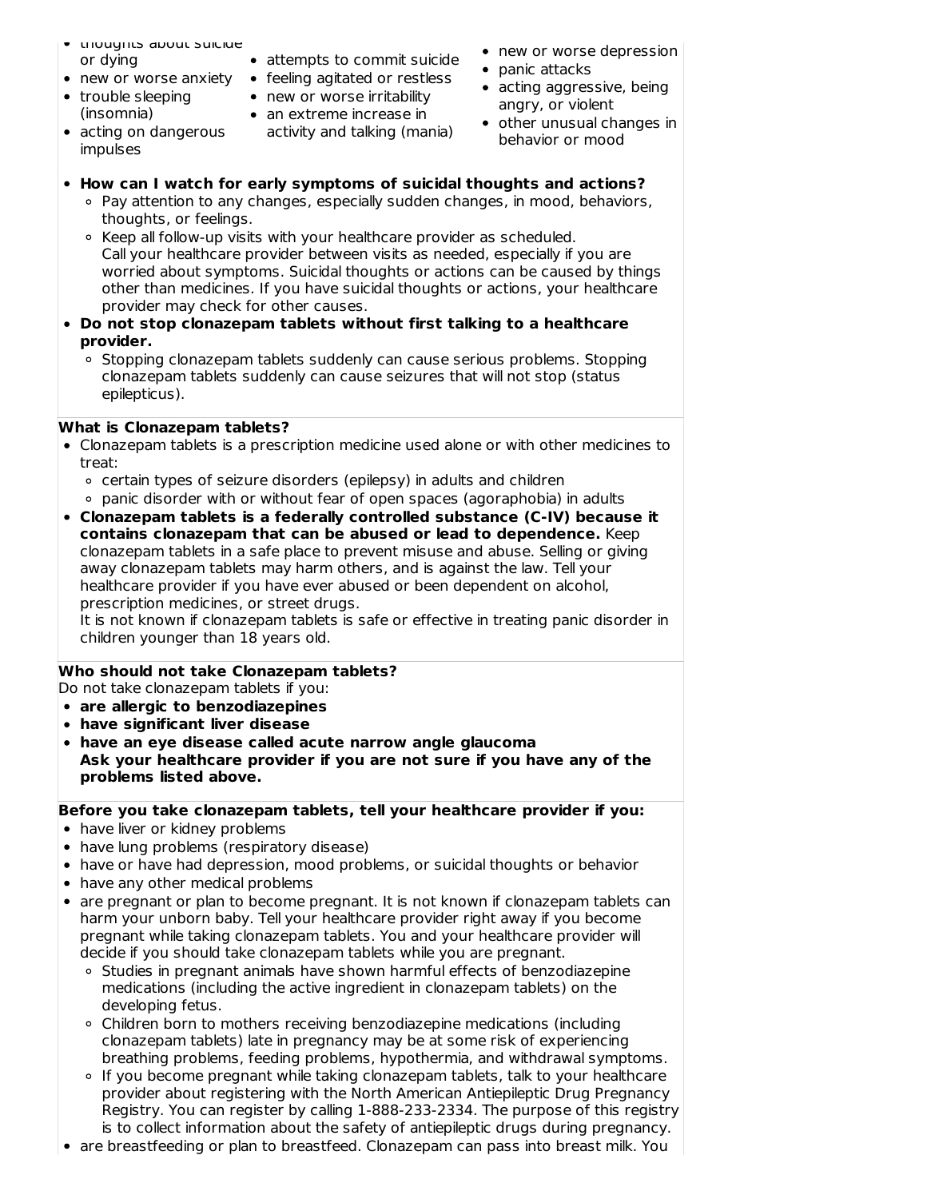- thoughts about suicide or dying
- attempts to commit suicide
- new or worse depression
- new or worse anxiety
- feeling agitated or restless
- panic attacks
- trouble sleeping (insomnia)
- new or worse irritability
- acting aggressive, being angry, or violent
- acting on dangerous impulses
- an extreme increase in activity and talking (mania)
- other unusual changes in behavior or mood

- **How can I watch for early symptoms of suicidal thoughts and actions?**
  - Pay attention to any changes, especially sudden changes, in mood, behaviors, thoughts, or feelings.
  - Keep all follow-up visits with your healthcare provider as scheduled. Call your healthcare provider between visits as needed, especially if you are worried about symptoms. Suicidal thoughts or actions can be caused by things other than medicines. If you have suicidal thoughts or actions, your healthcare provider may check for other causes.
- **Do not stop clonazepam tablets without first talking to a healthcare provider.**
  - Stopping clonazepam tablets suddenly can cause serious problems. Stopping clonazepam tablets suddenly can cause seizures that will not stop (status epilepticus).

**What is Clonazepam tablets?**

- Clonazepam tablets is a prescription medicine used alone or with other medicines to treat:
  - certain types of seizure disorders (epilepsy) in adults and children
  - panic disorder with or without fear of open spaces (agoraphobia) in adults
- **Clonazepam tablets is a federally controlled substance (C-IV) because it contains clonazepam that can be abused or lead to dependence.** Keep clonazepam tablets in a safe place to prevent misuse and abuse. Selling or giving away clonazepam tablets may harm others, and is against the law. Tell your healthcare provider if you have ever abused or been dependent on alcohol, prescription medicines, or street drugs.
  It is not known if clonazepam tablets is safe or effective in treating panic disorder in children younger than 18 years old.

**Who should not take Clonazepam tablets?**

Do not take clonazepam tablets if you:

- **are allergic to benzodiazepines**
- **have significant liver disease**
- **have an eye disease called acute narrow angle glaucoma**
  **Ask your healthcare provider if you are not sure if you have any of the problems listed above.**

**Before you take clonazepam tablets, tell your healthcare provider if you:**

- have liver or kidney problems
- have lung problems (respiratory disease)
- have or have had depression, mood problems, or suicidal thoughts or behavior
- have any other medical problems
- are pregnant or plan to become pregnant. It is not known if clonazepam tablets can harm your unborn baby. Tell your healthcare provider right away if you become pregnant while taking clonazepam tablets. You and your healthcare provider will decide if you should take clonazepam tablets while you are pregnant.
  - Studies in pregnant animals have shown harmful effects of benzodiazepine medications (including the active ingredient in clonazepam tablets) on the developing fetus.
  - Children born to mothers receiving benzodiazepine medications (including clonazepam tablets) late in pregnancy may be at some risk of experiencing breathing problems, feeding problems, hypothermia, and withdrawal symptoms.
  - If you become pregnant while taking clonazepam tablets, talk to your healthcare provider about registering with the North American Antiepileptic Drug Pregnancy Registry. You can register by calling 1-888-233-2334. The purpose of this registry is to collect information about the safety of antiepileptic drugs during pregnancy.
- are breastfeeding or plan to breastfeed. Clonazepam can pass into breast milk. You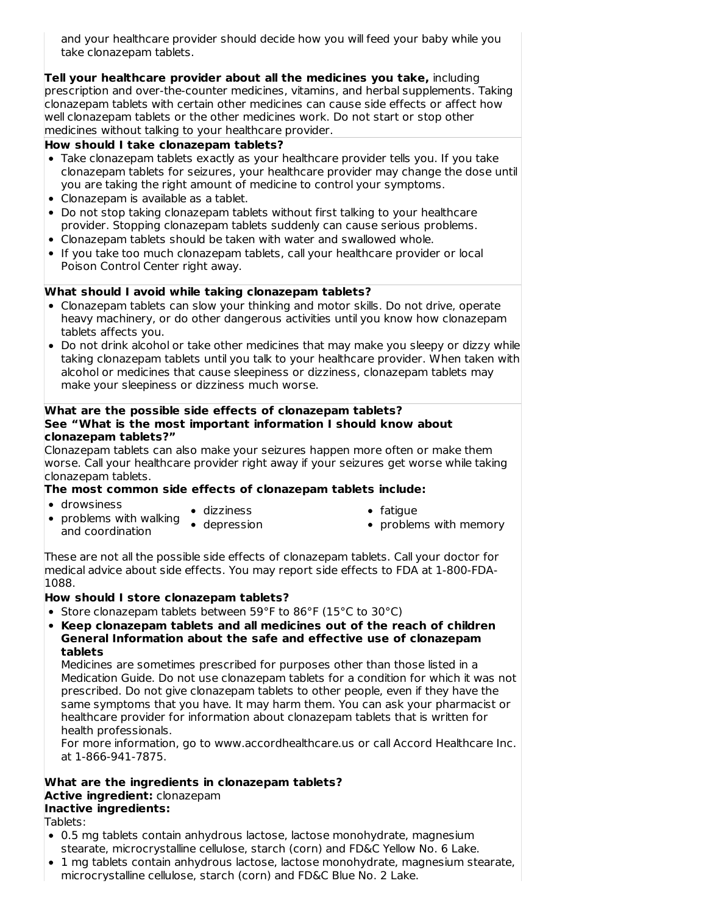and your healthcare provider should decide how you will feed your baby while you take clonazepam tablets.

**Tell your healthcare provider about all the medicines you take,** including prescription and over-the-counter medicines, vitamins, and herbal supplements. Taking clonazepam tablets with certain other medicines can cause side effects or affect how well clonazepam tablets or the other medicines work. Do not start or stop other medicines without talking to your healthcare provider.

**How should I take clonazepam tablets?**

- Take clonazepam tablets exactly as your healthcare provider tells you. If you take clonazepam tablets for seizures, your healthcare provider may change the dose until you are taking the right amount of medicine to control your symptoms.
- Clonazepam is available as a tablet.
- Do not stop taking clonazepam tablets without first talking to your healthcare provider. Stopping clonazepam tablets suddenly can cause serious problems.
- Clonazepam tablets should be taken with water and swallowed whole.
- If you take too much clonazepam tablets, call your healthcare provider or local Poison Control Center right away.

**What should I avoid while taking clonazepam tablets?**

- Clonazepam tablets can slow your thinking and motor skills. Do not drive, operate heavy machinery, or do other dangerous activities until you know how clonazepam tablets affects you.
- Do not drink alcohol or take other medicines that may make you sleepy or dizzy while taking clonazepam tablets until you talk to your healthcare provider. When taken with alcohol or medicines that cause sleepiness or dizziness, clonazepam tablets may make your sleepiness or dizziness much worse.

**What are the possible side effects of clonazepam tablets?**
**See "What is the most important information I should know about clonazepam tablets?"**

Clonazepam tablets can also make your seizures happen more often or make them worse. Call your healthcare provider right away if your seizures get worse while taking clonazepam tablets.

**The most common side effects of clonazepam tablets include:**

- drowsiness
- problems with walking and coordination
- dizziness
- depression
- fatigue
- problems with memory

These are not all the possible side effects of clonazepam tablets. Call your doctor for medical advice about side effects. You may report side effects to FDA at 1-800-FDA-1088.

**How should I store clonazepam tablets?**

- Store clonazepam tablets between 59°F to 86°F (15°C to 30°C)
- **Keep clonazepam tablets and all medicines out of the reach of children**

**General Information about the safe and effective use of clonazepam tablets**

Medicines are sometimes prescribed for purposes other than those listed in a Medication Guide. Do not use clonazepam tablets for a condition for which it was not prescribed. Do not give clonazepam tablets to other people, even if they have the same symptoms that you have. It may harm them. You can ask your pharmacist or healthcare provider for information about clonazepam tablets that is written for health professionals.

For more information, go to www.accordhealthcare.us or call Accord Healthcare Inc. at 1-866-941-7875.

**What are the ingredients in clonazepam tablets?**

**Active ingredient:** clonazepam

**Inactive ingredients:**

Tablets:

- 0.5 mg tablets contain anhydrous lactose, lactose monohydrate, magnesium stearate, microcrystalline cellulose, starch (corn) and FD&C Yellow No. 6 Lake.
- 1 mg tablets contain anhydrous lactose, lactose monohydrate, magnesium stearate, microcrystalline cellulose, starch (corn) and FD&C Blue No. 2 Lake.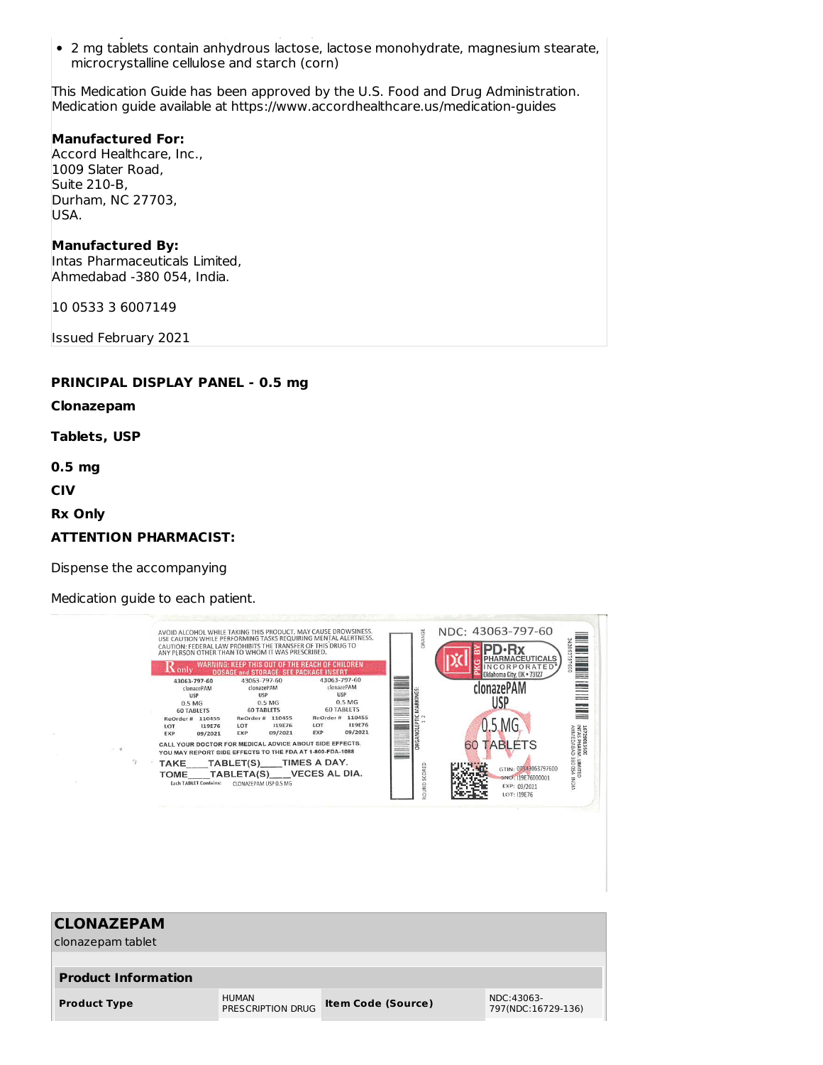- 2 mg tablets contain anhydrous lactose, lactose monohydrate, magnesium stearate, microcrystalline cellulose and starch (corn)

This Medication Guide has been approved by the U.S. Food and Drug Administration. Medication guide available at https://www.accordhealthcare.us/medication-guides

**Manufactured For:**
Accord Healthcare, Inc.,
1009 Slater Road,
Suite 210-B,
Durham, NC 27703,
USA.

**Manufactured By:**
Intas Pharmaceuticals Limited,
Ahmedabad -380 054, India.

10 0533 3 6007149

Issued February 2021

**PRINCIPAL DISPLAY PANEL - 0.5 mg**

**Clonazepam**

**Tablets, USP**

**0.5 mg**

**CIV**

**Rx Only**

**ATTENTION PHARMACIST:**

Dispense the accompanying

Medication guide to each patient.

AVOID ALCOHOL WHILE TAKING THIS PRODUCT. MAY CAUSE DROWSINESS. USE CAUTION WHILE PERFORMING TASKS REQUIRING MENTAL ALERTNESS. CAUTION: FEDERAL LAW PROHIBITS THE TRANSFER OF THIS DRUG TO ANY PERSON OTHER THAN TO WHOM IT WAS PRESCRIBED.

R only WARNING: KEEP THIS OUT OF THE REACH OF CHILDREN DOSAGE and STORAGE: SEE PACKAGE INSERT

43063-797-60 clonazePAM USP 0.5 MG 60 TABLETS ReOrder # 110455 LOT I19E76 EXP 09/2021

CALL YOUR DOCTOR FOR MEDICAL ADVICE ABOUT SIDE EFFECTS. YOU MAY REPORT SIDE EFFECTS TO THE FDA AT 1-800-FDA-1088

TAKE\_\_\_\_TABLET(S)\_\_\_\_TIMES A DAY.
TOME\_\_\_\_TABLETA(S)\_\_\_\_VECES AL DIA.
Each TABLET Contains: CLONAZEPAM USP 0.5 MG

ORGANOLEPTIC MARKINGS: ORANGE ROUND SCORED

NDC: 43063-797-60
PKG BY PD-Rx PHARMACEUTICALS INCORPORATED Oklahoma City, OK • 73127
clonazePAM USP 0.5 MG 60 TABLETS
GTIN: 00343063797600
SNO: I19E76000001
EXP: 09/2021
LOT: I19E76
INTAS PHARMA LIMITED AHMEDABAD 380 054 INDIA

| **CLONAZEPAM** clonazepam tablet | | | |
|---|---|---|---|
| **Product Information** | | | |
| **Product Type** | HUMAN PRESCRIPTION DRUG | **Item Code (Source)** | NDC:43063-797(NDC:16729-136) |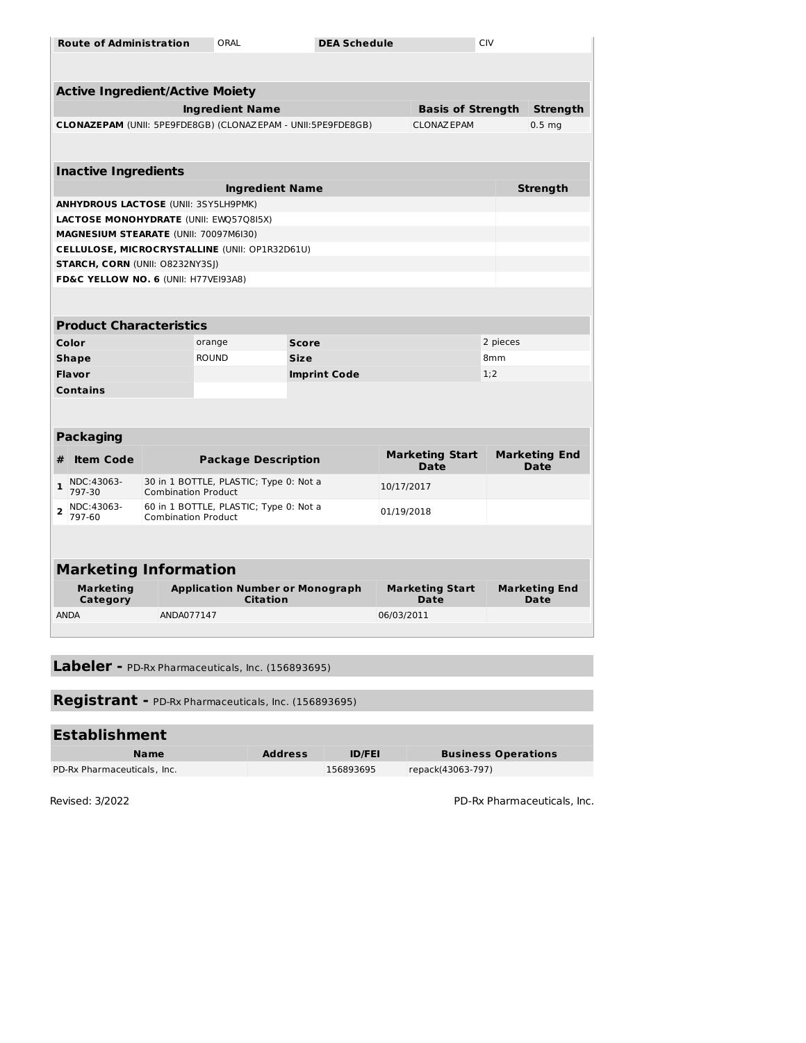| Route of Administration | ORAL | DEA Schedule | CIV |
| --- | --- | --- | --- |

### Active Ingredient/Active Moiety

| Ingredient Name | Basis of Strength | Strength |
| --- | --- | --- |
| **CLONAZEPAM** (UNII: 5PE9FDE8GB) (CLONAZEPAM - UNII:5PE9FDE8GB) | CLONAZEPAM | 0.5 mg |

### Inactive Ingredients

| Ingredient Name | Strength |
| --- | --- |
| **ANHYDROUS LACTOSE** (UNII: 3SY5LH9PMK) | |
| **LACTOSE MONOHYDRATE** (UNII: EWQ57Q8I5X) | |
| **MAGNESIUM STEARATE** (UNII: 70097M6I30) | |
| **CELLULOSE, MICROCRYSTALLINE** (UNII: OP1R32D61U) | |
| **STARCH, CORN** (UNII: O8232NY3SJ) | |
| **FD&C YELLOW NO. 6** (UNII: H77VEI93A8) | |

### Product Characteristics

| | | | |
| --- | --- | --- | --- |
| **Color** | orange | **Score** | 2 pieces |
| **Shape** | ROUND | **Size** | 8mm |
| **Flavor** | | **Imprint Code** | 1;2 |
| **Contains** | | | |

### Packaging

| # | Item Code | Package Description | Marketing Start Date | Marketing End Date |
| --- | --- | --- | --- | --- |
| 1 | NDC:43063-797-30 | 30 in 1 BOTTLE, PLASTIC; Type 0: Not a Combination Product | 10/17/2017 | |
| 2 | NDC:43063-797-60 | 60 in 1 BOTTLE, PLASTIC; Type 0: Not a Combination Product | 01/19/2018 | |

### Marketing Information

| Marketing Category | Application Number or Monograph Citation | Marketing Start Date | Marketing End Date |
| --- | --- | --- | --- |
| ANDA | ANDA077147 | 06/03/2011 | |

## Labeler - PD-Rx Pharmaceuticals, Inc. (156893695)

## Registrant - PD-Rx Pharmaceuticals, Inc. (156893695)

## Establishment

| Name | Address | ID/FEI | Business Operations |
| --- | --- | --- | --- |
| PD-Rx Pharmaceuticals, Inc. | | 156893695 | repack(43063-797) |

Revised: 3/2022

PD-Rx Pharmaceuticals, Inc.